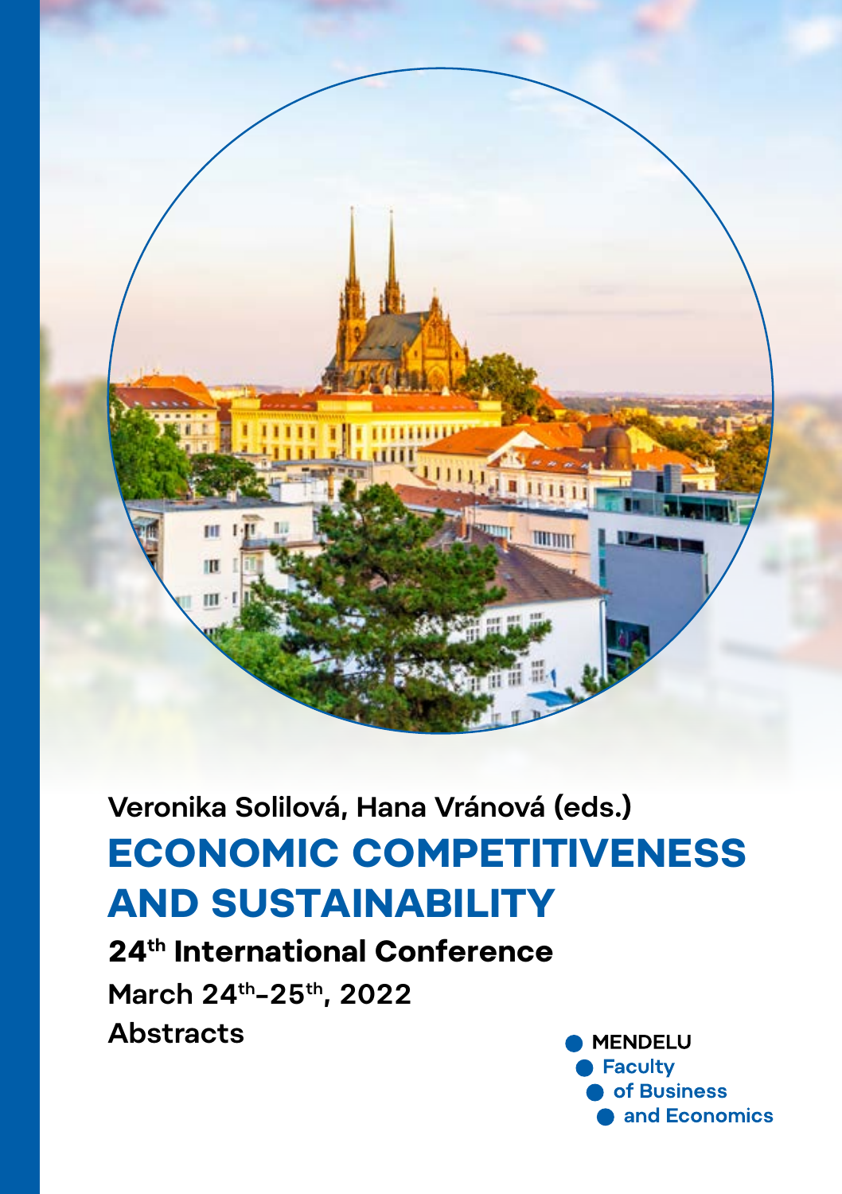Veronika Solilová, Hana Vránová (eds.)

# ECONOMIC COMPETITIVENESS AND SUSTAINABILITY

**24th International Conference**

**March 24th–25th, 2022**

**Abstracts**

MENDELU
Faculty
of Business
and Economics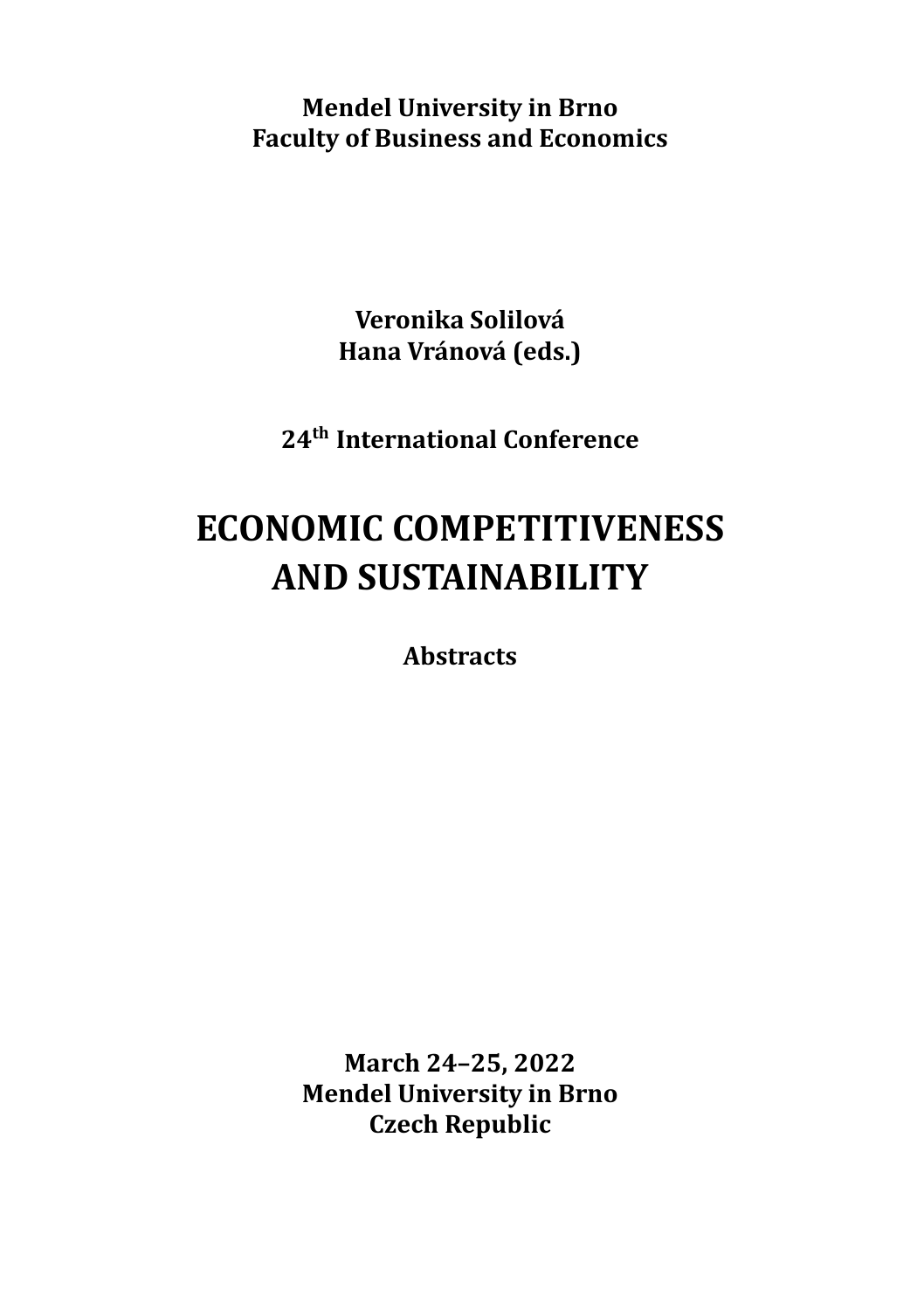**Mendel University in Brno**
**Faculty of Business and Economics**

**Veronika Solilová**
**Hana Vránová (eds.)**

**24th International Conference**

# ECONOMIC COMPETITIVENESS AND SUSTAINABILITY

**Abstracts**

**March 24–25, 2022**
**Mendel University in Brno**
**Czech Republic**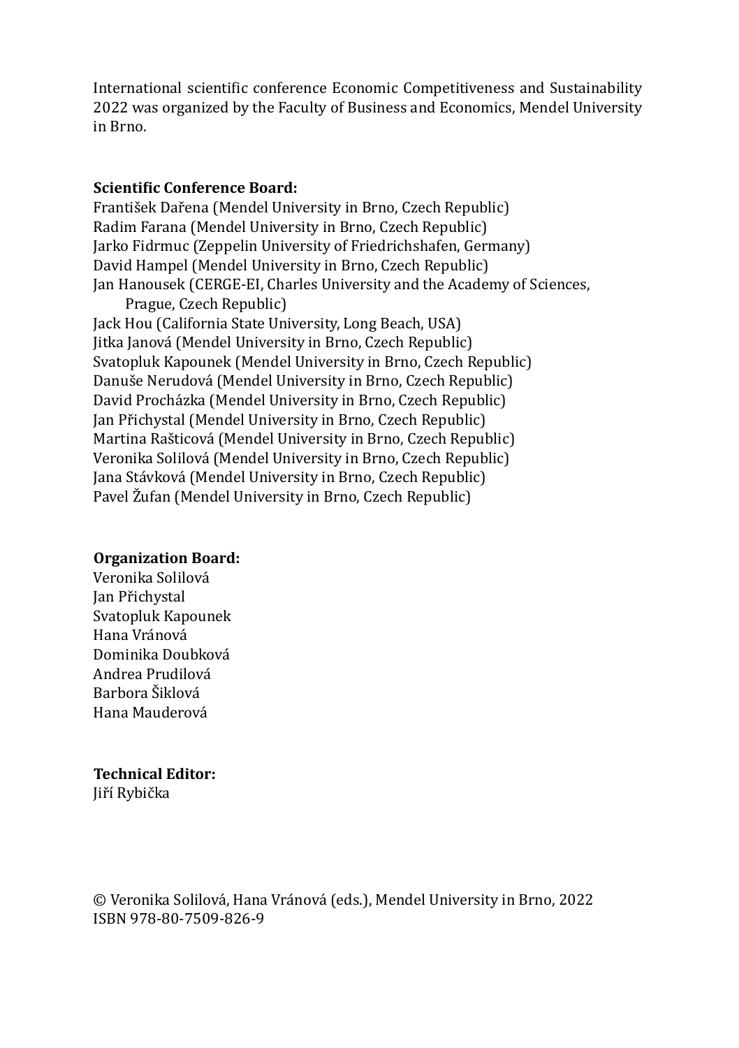International scientific conference Economic Competitiveness and Sustainability 2022 was organized by the Faculty of Business and Economics, Mendel University in Brno.

**Scientific Conference Board:**

František Dařena (Mendel University in Brno, Czech Republic)
Radim Farana (Mendel University in Brno, Czech Republic)
Jarko Fidrmuc (Zeppelin University of Friedrichshafen, Germany)
David Hampel (Mendel University in Brno, Czech Republic)
Jan Hanousek (CERGE-EI, Charles University and the Academy of Sciences, Prague, Czech Republic)
Jack Hou (California State University, Long Beach, USA)
Jitka Janová (Mendel University in Brno, Czech Republic)
Svatopluk Kapounek (Mendel University in Brno, Czech Republic)
Danuše Nerudová (Mendel University in Brno, Czech Republic)
David Procházka (Mendel University in Brno, Czech Republic)
Jan Přichystal (Mendel University in Brno, Czech Republic)
Martina Rašticová (Mendel University in Brno, Czech Republic)
Veronika Solilová (Mendel University in Brno, Czech Republic)
Jana Stávková (Mendel University in Brno, Czech Republic)
Pavel Žufan (Mendel University in Brno, Czech Republic)

**Organization Board:**

Veronika Solilová
Jan Přichystal
Svatopluk Kapounek
Hana Vránová
Dominika Doubková
Andrea Prudilová
Barbora Šiklová
Hana Mauderová

**Technical Editor:**

Jiří Rybička

© Veronika Solilová, Hana Vránová (eds.), Mendel University in Brno, 2022
ISBN 978-80-7509-826-9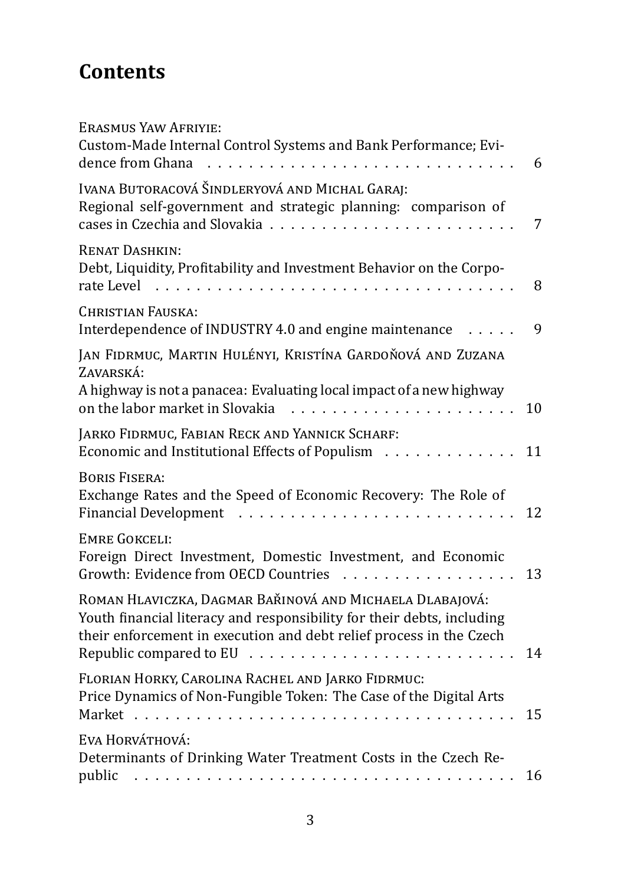# Contents

Erasmus Yaw Afriyie:
Custom-Made Internal Control Systems and Bank Performance; Evidence from Ghana . . . . . . . . . . . . . . . . . . . . . . . . . . . . . . 6

Ivana Butoracová Šindleryová and Michal Garaj:
Regional self-government and strategic planning: comparison of cases in Czechia and Slovakia . . . . . . . . . . . . . . . . . . . . . . . . 7

Renat Dashkin:
Debt, Liquidity, Profitability and Investment Behavior on the Corporate Level . . . . . . . . . . . . . . . . . . . . . . . . . . . . . . . . . . . . 8

Christian Fauska:
Interdependence of INDUSTRY 4.0 and engine maintenance . . . . . 9

Jan Fidrmuc, Martin Hulényi, Kristína Gardoňová and Zuzana Zavarská:
A highway is not a panacea: Evaluating local impact of a new highway on the labor market in Slovakia . . . . . . . . . . . . . . . . . . . . . . 10

Jarko Fidrmuc, Fabian Reck and Yannick Scharf:
Economic and Institutional Effects of Populism . . . . . . . . . . . . . 11

Boris Fisera:
Exchange Rates and the Speed of Economic Recovery: The Role of Financial Development . . . . . . . . . . . . . . . . . . . . . . . . . . . 12

Emre Gokceli:
Foreign Direct Investment, Domestic Investment, and Economic Growth: Evidence from OECD Countries . . . . . . . . . . . . . . . . . 13

Roman Hlaviczka, Dagmar Bařinová and Michaela Dlabajová:
Youth financial literacy and responsibility for their debts, including their enforcement in execution and debt relief process in the Czech Republic compared to EU . . . . . . . . . . . . . . . . . . . . . . . . . . 14

Florian Horky, Carolina Rachel and Jarko Fidrmuc:
Price Dynamics of Non-Fungible Token: The Case of the Digital Arts Market . . . . . . . . . . . . . . . . . . . . . . . . . . . . . . . . . . . . . . 15

Eva Horváthová:
Determinants of Drinking Water Treatment Costs in the Czech Republic . . . . . . . . . . . . . . . . . . . . . . . . . . . . . . . . . . . . . . . 16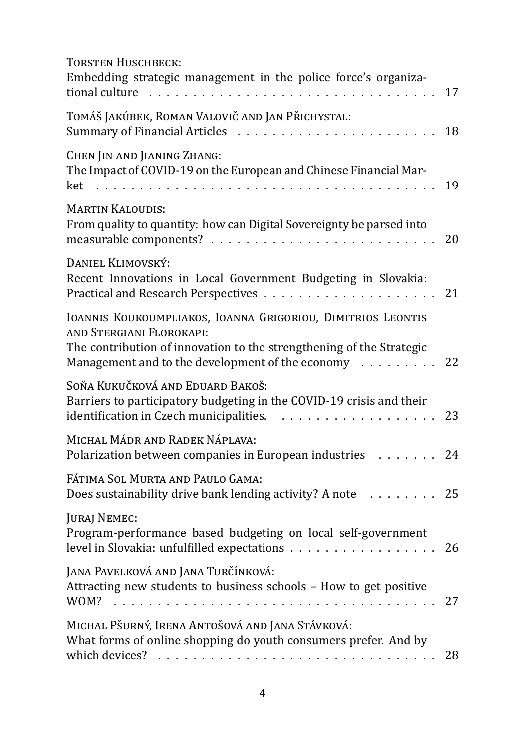Torsten Huschbeck:
Embedding strategic management in the police force's organizational culture . . . . . . . . . . . . . . . . . . . . . . . . . . . . . . . . . . 17

Tomáš Jakúbek, Roman Valovič and Jan Přichystal:
Summary of Financial Articles . . . . . . . . . . . . . . . . . . . . . . . 18

Chen Jin and Jianing Zhang:
The Impact of COVID-19 on the European and Chinese Financial Market . . . . . . . . . . . . . . . . . . . . . . . . . . . . . . . . . . . . . . 19

Martin Kaloudis:
From quality to quantity: how can Digital Sovereignty be parsed into measurable components? . . . . . . . . . . . . . . . . . . . . . . . . . 20

Daniel Klimovský:
Recent Innovations in Local Government Budgeting in Slovakia: Practical and Research Perspectives . . . . . . . . . . . . . . . . . . . . 21

Ioannis Koukoumpliakos, Ioanna Grigoriou, Dimitrios Leontis and Stergiani Florokapi:
The contribution of innovation to the strengthening of the Strategic Management and to the development of the economy . . . . . . . . . 22

Soňa Kukučková and Eduard Bakoš:
Barriers to participatory budgeting in the COVID-19 crisis and their identification in Czech municipalities. . . . . . . . . . . . . . . . . . . 23

Michal Mádr and Radek Náplava:
Polarization between companies in European industries . . . . . . . 24

Fátima Sol Murta and Paulo Gama:
Does sustainability drive bank lending activity? A note . . . . . . . . 25

Juraj Nemec:
Program-performance based budgeting on local self-government level in Slovakia: unfulfilled expectations . . . . . . . . . . . . . . . . . 26

Jana Pavelková and Jana Turčínková:
Attracting new students to business schools – How to get positive WOM? . . . . . . . . . . . . . . . . . . . . . . . . . . . . . . . . . . . . . 27

Michal Pšurný, Irena Antošová and Jana Stávková:
What forms of online shopping do youth consumers prefer. And by which devices? . . . . . . . . . . . . . . . . . . . . . . . . . . . . . . . 28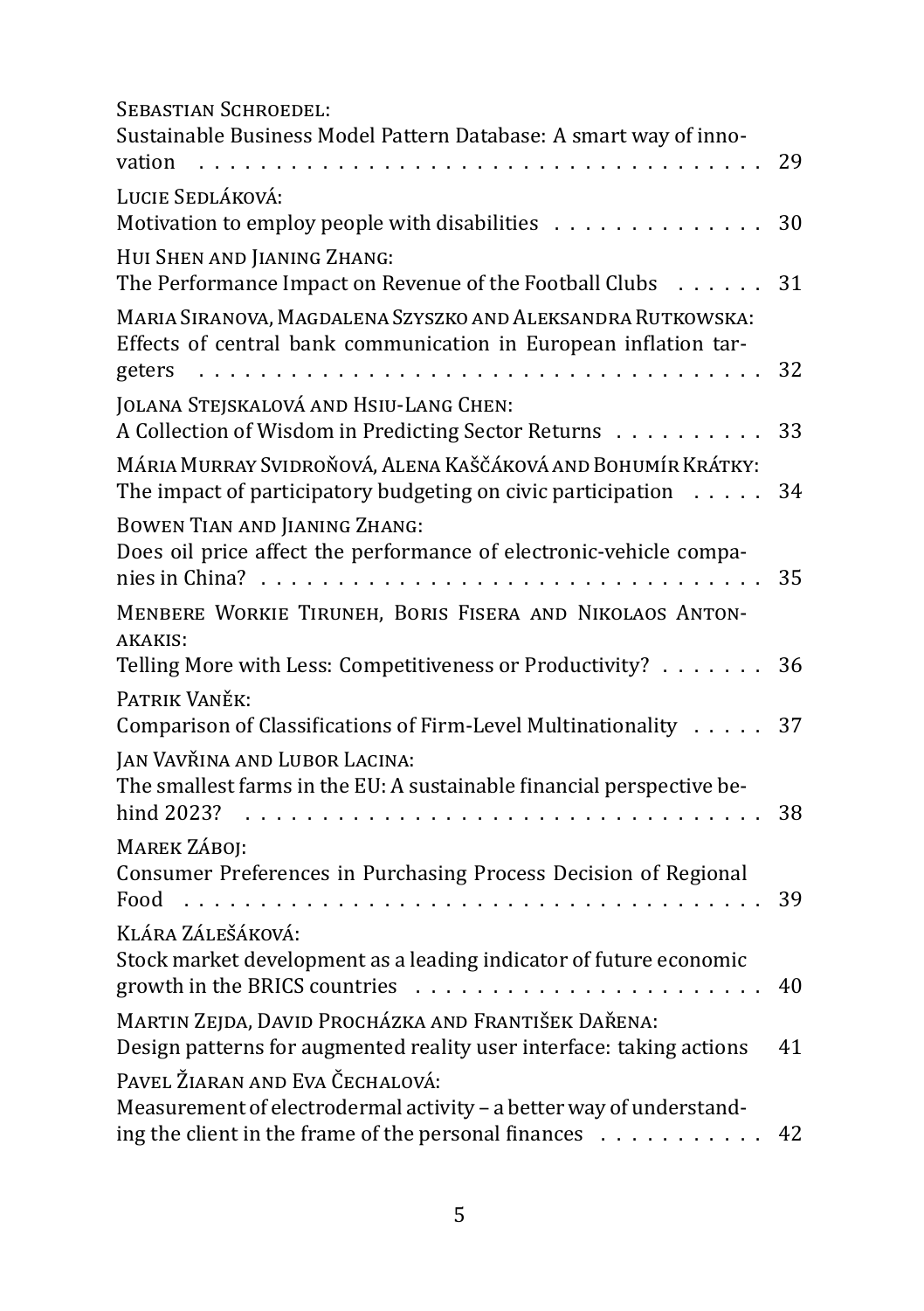Sebastian Schroedel:
Sustainable Business Model Pattern Database: A smart way of innovation . . . . . . . . . . . . . . . . . . . . . . . . . . . . . . . . . . . . 29

Lucie Sedláková:
Motivation to employ people with disabilities . . . . . . . . . . . . . . 30

Hui Shen and Jianing Zhang:
The Performance Impact on Revenue of the Football Clubs . . . . . . 31

Maria Siranova, Magdalena Szyszko and Aleksandra Rutkowska:
Effects of central bank communication in European inflation targeters . . . . . . . . . . . . . . . . . . . . . . . . . . . . . . . . . . . . 32

Jolana Stejskalová and Hsiu-Lang Chen:
A Collection of Wisdom in Predicting Sector Returns . . . . . . . . . . 33

Mária Murray Svidroňová, Alena Kaščáková and Bohumír Krátky:
The impact of participatory budgeting on civic participation . . . . . 34

Bowen Tian and Jianing Zhang:
Does oil price affect the performance of electronic-vehicle companies in China? . . . . . . . . . . . . . . . . . . . . . . . . . . . . . . . . 35

Menbere Workie Tiruneh, Boris Fisera and Nikolaos Antonakakis:
Telling More with Less: Competitiveness or Productivity? . . . . . . . 36

Patrik Vaněk:
Comparison of Classifications of Firm-Level Multinationality . . . . . 37

Jan Vavřina and Lubor Lacina:
The smallest farms in the EU: A sustainable financial perspective behind 2023? . . . . . . . . . . . . . . . . . . . . . . . . . . . . . . . . . 38

Marek Záboj:
Consumer Preferences in Purchasing Process Decision of Regional Food . . . . . . . . . . . . . . . . . . . . . . . . . . . . . . . . . . . . . 39

Klára Zálešáková:
Stock market development as a leading indicator of future economic growth in the BRICS countries . . . . . . . . . . . . . . . . . . . . . . 40

Martin Zejda, David Procházka and František Dařena:
Design patterns for augmented reality user interface: taking actions 41

Pavel Žiaran and Eva Čechalová:
Measurement of electrodermal activity – a better way of understanding the client in the frame of the personal finances . . . . . . . . . . . 42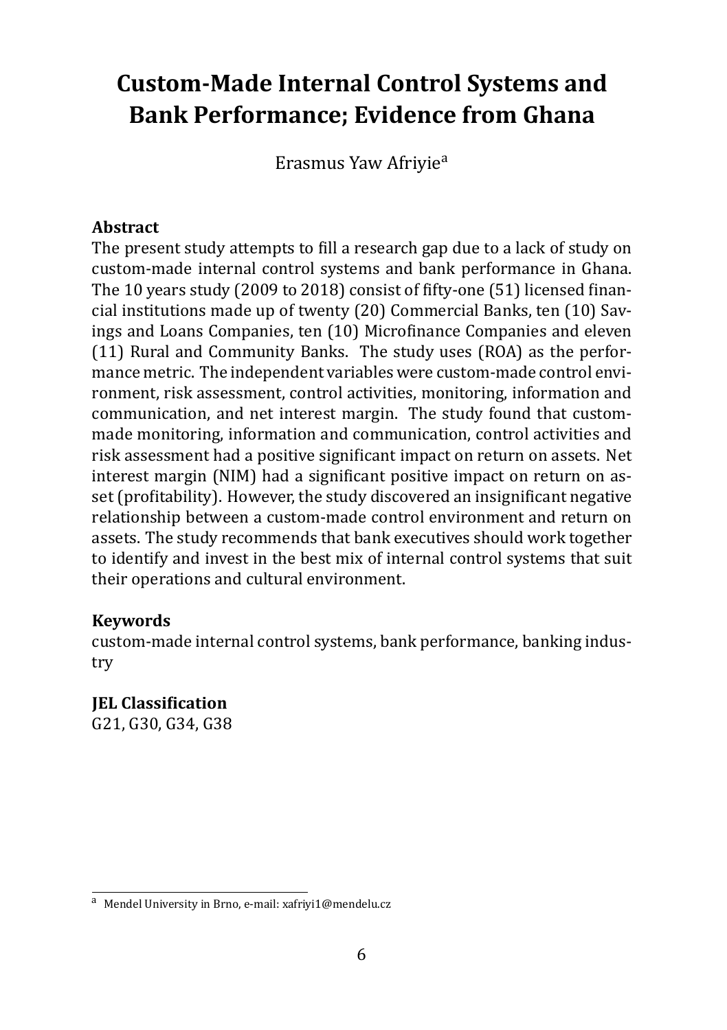# Custom-Made Internal Control Systems and Bank Performance; Evidence from Ghana

Erasmus Yaw Afriyie[a]

### Abstract

The present study attempts to fill a research gap due to a lack of study on custom-made internal control systems and bank performance in Ghana. The 10 years study (2009 to 2018) consist of fifty-one (51) licensed financial institutions made up of twenty (20) Commercial Banks, ten (10) Savings and Loans Companies, ten (10) Microfinance Companies and eleven (11) Rural and Community Banks. The study uses (ROA) as the performance metric. The independent variables were custom-made control environment, risk assessment, control activities, monitoring, information and communication, and net interest margin. The study found that custom-made monitoring, information and communication, control activities and risk assessment had a positive significant impact on return on assets. Net interest margin (NIM) had a significant positive impact on return on asset (profitability). However, the study discovered an insignificant negative relationship between a custom-made control environment and return on assets. The study recommends that bank executives should work together to identify and invest in the best mix of internal control systems that suit their operations and cultural environment.

### Keywords

custom-made internal control systems, bank performance, banking industry

### JEL Classification

G21, G30, G34, G38

---

[a] Mendel University in Brno, e-mail: xafriyi1@mendelu.cz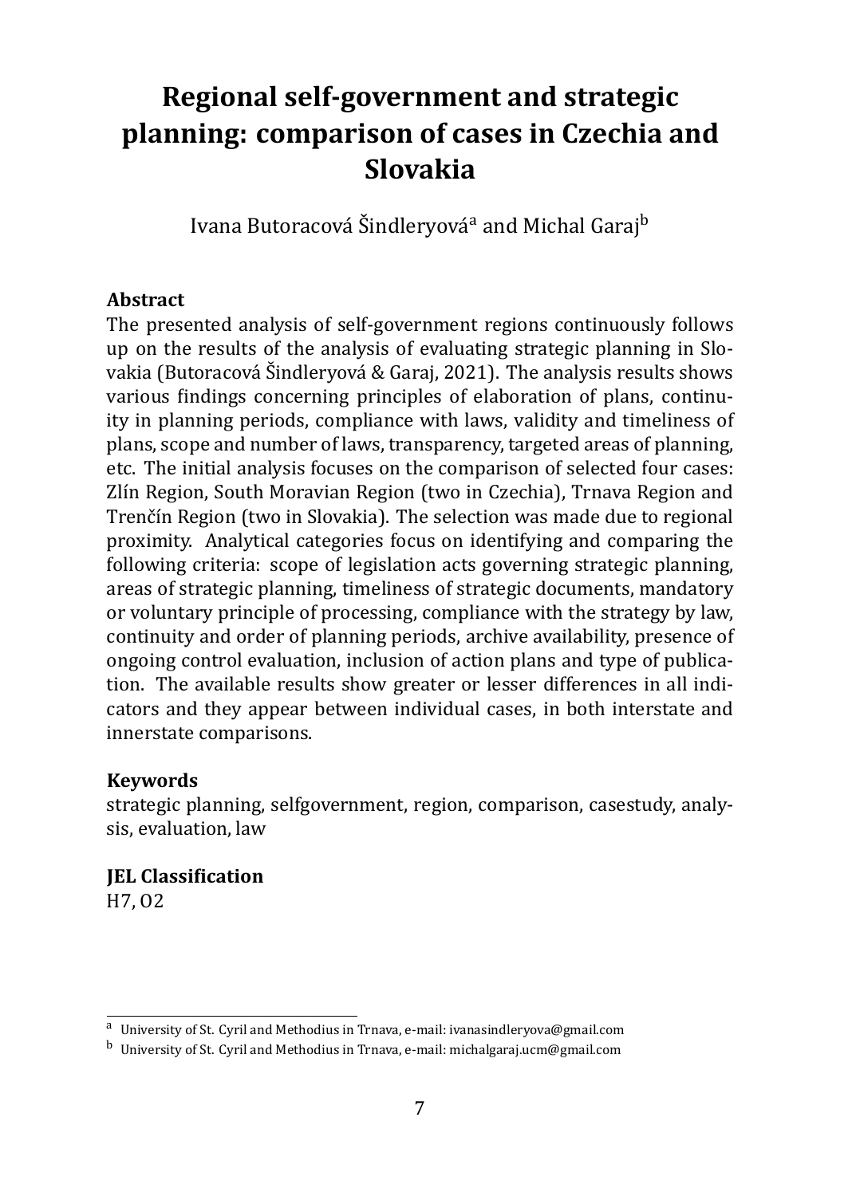# Regional self-government and strategic planning: comparison of cases in Czechia and Slovakia

Ivana Butoracová Šindleryová[a] and Michal Garaj[b]

**Abstract**

The presented analysis of self-government regions continuously follows up on the results of the analysis of evaluating strategic planning in Slovakia (Butoracová Šindleryová & Garaj, 2021). The analysis results shows various findings concerning principles of elaboration of plans, continuity in planning periods, compliance with laws, validity and timeliness of plans, scope and number of laws, transparency, targeted areas of planning, etc. The initial analysis focuses on the comparison of selected four cases: Zlín Region, South Moravian Region (two in Czechia), Trnava Region and Trenčín Region (two in Slovakia). The selection was made due to regional proximity. Analytical categories focus on identifying and comparing the following criteria: scope of legislation acts governing strategic planning, areas of strategic planning, timeliness of strategic documents, mandatory or voluntary principle of processing, compliance with the strategy by law, continuity and order of planning periods, archive availability, presence of ongoing control evaluation, inclusion of action plans and type of publication. The available results show greater or lesser differences in all indicators and they appear between individual cases, in both interstate and innerstate comparisons.

**Keywords**

strategic planning, selfgovernment, region, comparison, casestudy, analysis, evaluation, law

**JEL Classification**

H7, O2

---

[a] University of St. Cyril and Methodius in Trnava, e-mail: ivanasindleryova@gmail.com

[b] University of St. Cyril and Methodius in Trnava, e-mail: michalgaraj.ucm@gmail.com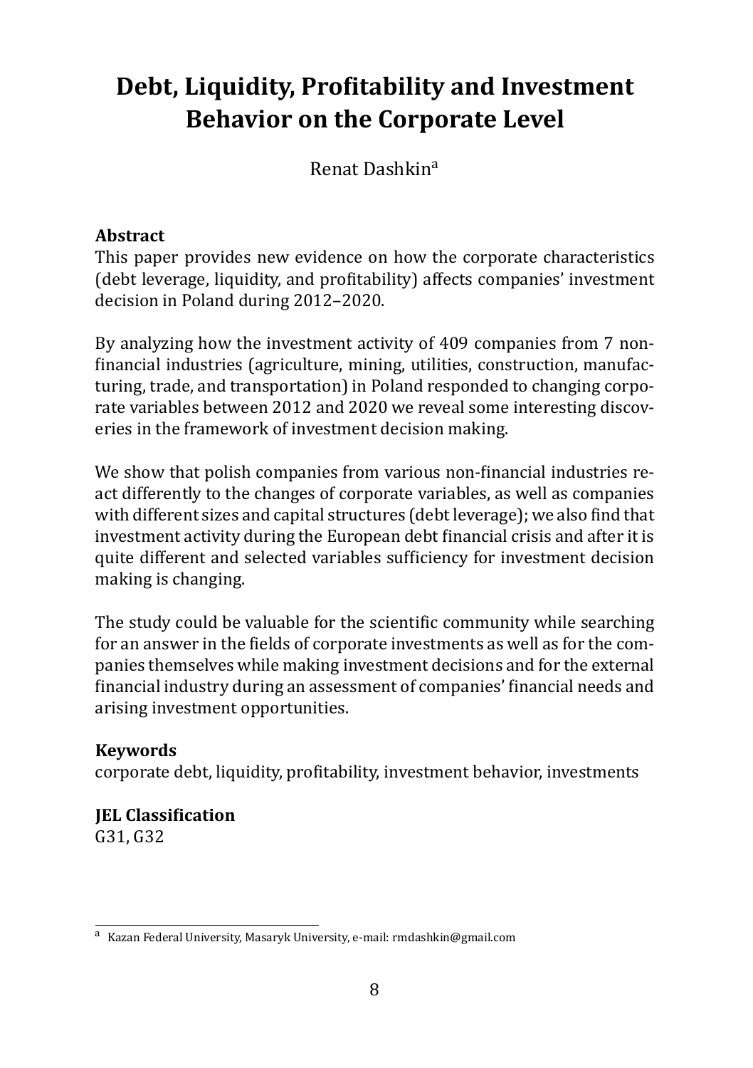# Debt, Liquidity, Profitability and Investment Behavior on the Corporate Level

Renat Dashkin[a]

**Abstract**

This paper provides new evidence on how the corporate characteristics (debt leverage, liquidity, and profitability) affects companies' investment decision in Poland during 2012–2020.

By analyzing how the investment activity of 409 companies from 7 non-financial industries (agriculture, mining, utilities, construction, manufacturing, trade, and transportation) in Poland responded to changing corporate variables between 2012 and 2020 we reveal some interesting discoveries in the framework of investment decision making.

We show that polish companies from various non-financial industries react differently to the changes of corporate variables, as well as companies with different sizes and capital structures (debt leverage); we also find that investment activity during the European debt financial crisis and after it is quite different and selected variables sufficiency for investment decision making is changing.

The study could be valuable for the scientific community while searching for an answer in the fields of corporate investments as well as for the companies themselves while making investment decisions and for the external financial industry during an assessment of companies' financial needs and arising investment opportunities.

**Keywords**

corporate debt, liquidity, profitability, investment behavior, investments

**JEL Classification**

G31, G32

[a] Kazan Federal University, Masaryk University, e-mail: rmdashkin@gmail.com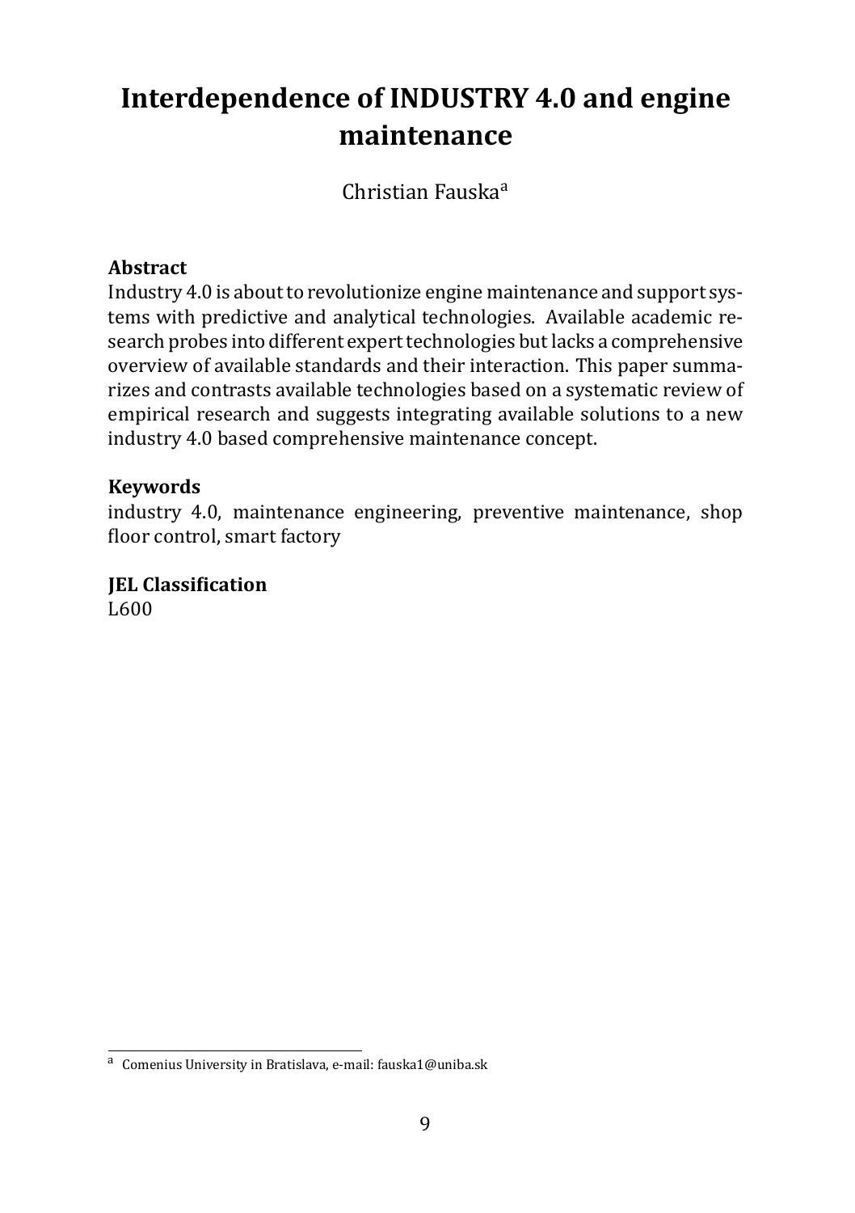# Interdependence of INDUSTRY 4.0 and engine maintenance

Christian Fauska[a]

**Abstract**

Industry 4.0 is about to revolutionize engine maintenance and support systems with predictive and analytical technologies. Available academic research probes into different expert technologies but lacks a comprehensive overview of available standards and their interaction. This paper summarizes and contrasts available technologies based on a systematic review of empirical research and suggests integrating available solutions to a new industry 4.0 based comprehensive maintenance concept.

**Keywords**

industry 4.0, maintenance engineering, preventive maintenance, shop floor control, smart factory

**JEL Classification**

L600

---

[a] Comenius University in Bratislava, e-mail: fauska1@uniba.sk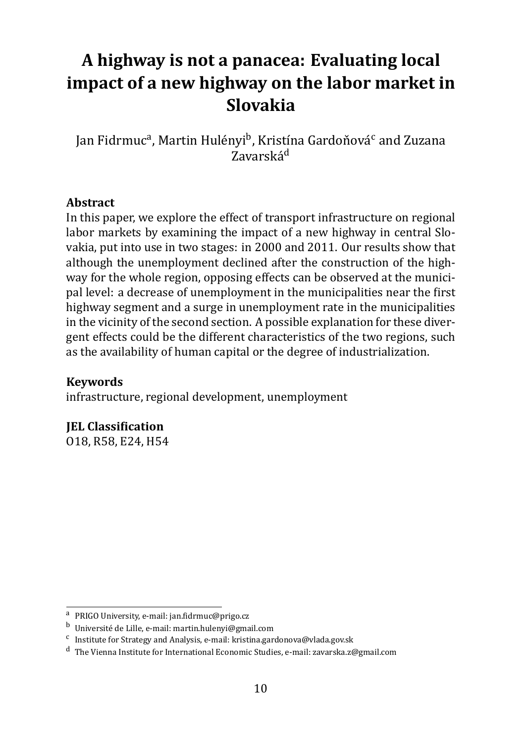# A highway is not a panacea: Evaluating local impact of a new highway on the labor market in Slovakia

Jan Fidrmuc[a], Martin Hulényi[b], Kristína Gardoňová[c] and Zuzana Zavarská[d]

**Abstract**

In this paper, we explore the effect of transport infrastructure on regional labor markets by examining the impact of a new highway in central Slovakia, put into use in two stages: in 2000 and 2011. Our results show that although the unemployment declined after the construction of the highway for the whole region, opposing effects can be observed at the municipal level: a decrease of unemployment in the municipalities near the first highway segment and a surge in unemployment rate in the municipalities in the vicinity of the second section. A possible explanation for these divergent effects could be the different characteristics of the two regions, such as the availability of human capital or the degree of industrialization.

**Keywords**

infrastructure, regional development, unemployment

**JEL Classification**

O18, R58, E24, H54

---

[a] PRIGO University, e-mail: jan.fidrmuc@prigo.cz

[b] Université de Lille, e-mail: martin.hulenyi@gmail.com

[c] Institute for Strategy and Analysis, e-mail: kristina.gardonova@vlada.gov.sk

[d] The Vienna Institute for International Economic Studies, e-mail: zavarska.z@gmail.com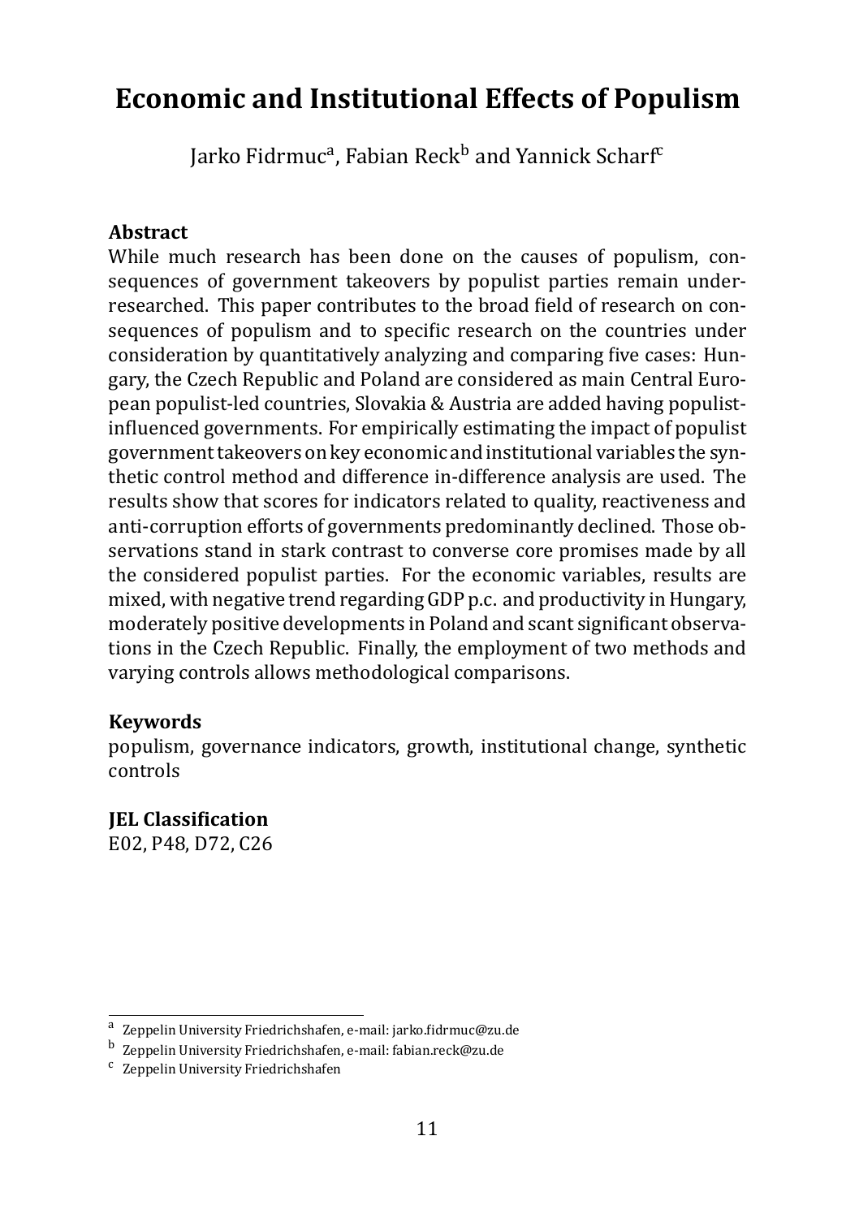# Economic and Institutional Effects of Populism

Jarko Fidrmuc[a], Fabian Reck[b] and Yannick Scharf[c]

**Abstract**

While much research has been done on the causes of populism, consequences of government takeovers by populist parties remain under-researched. This paper contributes to the broad field of research on consequences of populism and to specific research on the countries under consideration by quantitatively analyzing and comparing five cases: Hungary, the Czech Republic and Poland are considered as main Central European populist-led countries, Slovakia & Austria are added having populist-influenced governments. For empirically estimating the impact of populist government takeovers on key economic and institutional variables the synthetic control method and difference in-difference analysis are used. The results show that scores for indicators related to quality, reactiveness and anti-corruption efforts of governments predominantly declined. Those observations stand in stark contrast to converse core promises made by all the considered populist parties. For the economic variables, results are mixed, with negative trend regarding GDP p.c. and productivity in Hungary, moderately positive developments in Poland and scant significant observations in the Czech Republic. Finally, the employment of two methods and varying controls allows methodological comparisons.

**Keywords**

populism, governance indicators, growth, institutional change, synthetic controls

**JEL Classification**

E02, P48, D72, C26

[a] Zeppelin University Friedrichshafen, e-mail: jarko.fidrmuc@zu.de

[b] Zeppelin University Friedrichshafen, e-mail: fabian.reck@zu.de

[c] Zeppelin University Friedrichshafen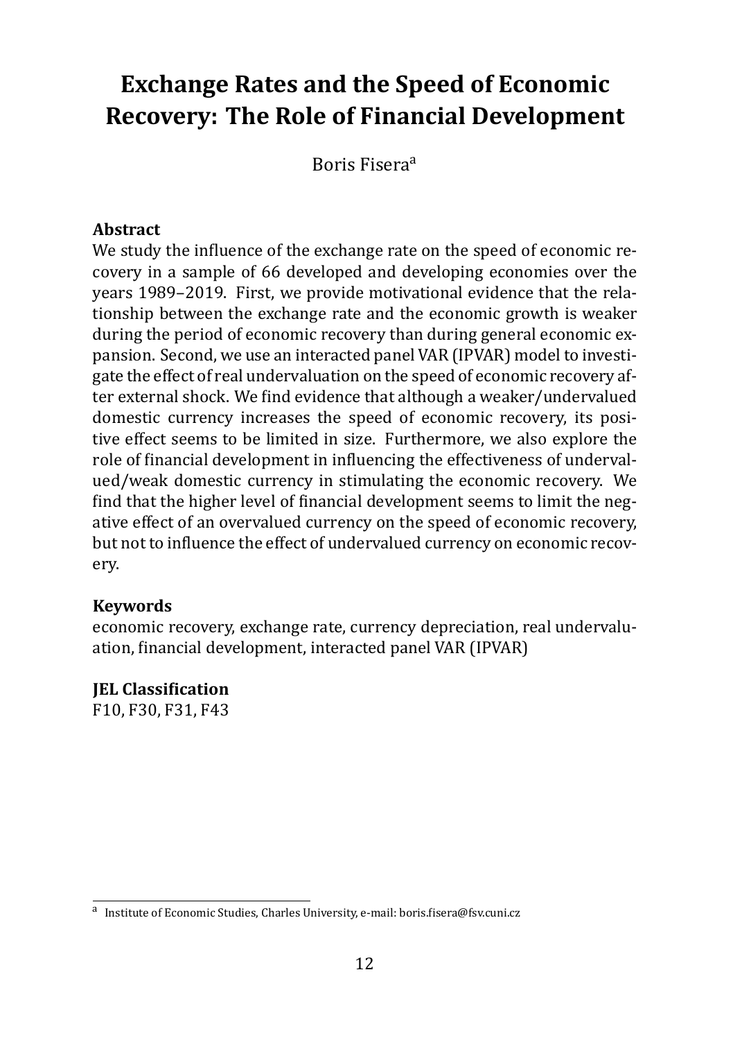# Exchange Rates and the Speed of Economic Recovery: The Role of Financial Development

Boris Fisera[a]

**Abstract**

We study the influence of the exchange rate on the speed of economic recovery in a sample of 66 developed and developing economies over the years 1989–2019. First, we provide motivational evidence that the relationship between the exchange rate and the economic growth is weaker during the period of economic recovery than during general economic expansion. Second, we use an interacted panel VAR (IPVAR) model to investigate the effect of real undervaluation on the speed of economic recovery after external shock. We find evidence that although a weaker/undervalued domestic currency increases the speed of economic recovery, its positive effect seems to be limited in size. Furthermore, we also explore the role of financial development in influencing the effectiveness of undervalued/weak domestic currency in stimulating the economic recovery. We find that the higher level of financial development seems to limit the negative effect of an overvalued currency on the speed of economic recovery, but not to influence the effect of undervalued currency on economic recovery.

**Keywords**

economic recovery, exchange rate, currency depreciation, real undervaluation, financial development, interacted panel VAR (IPVAR)

**JEL Classification**

F10, F30, F31, F43

[a] Institute of Economic Studies, Charles University, e-mail: boris.fisera@fsv.cuni.cz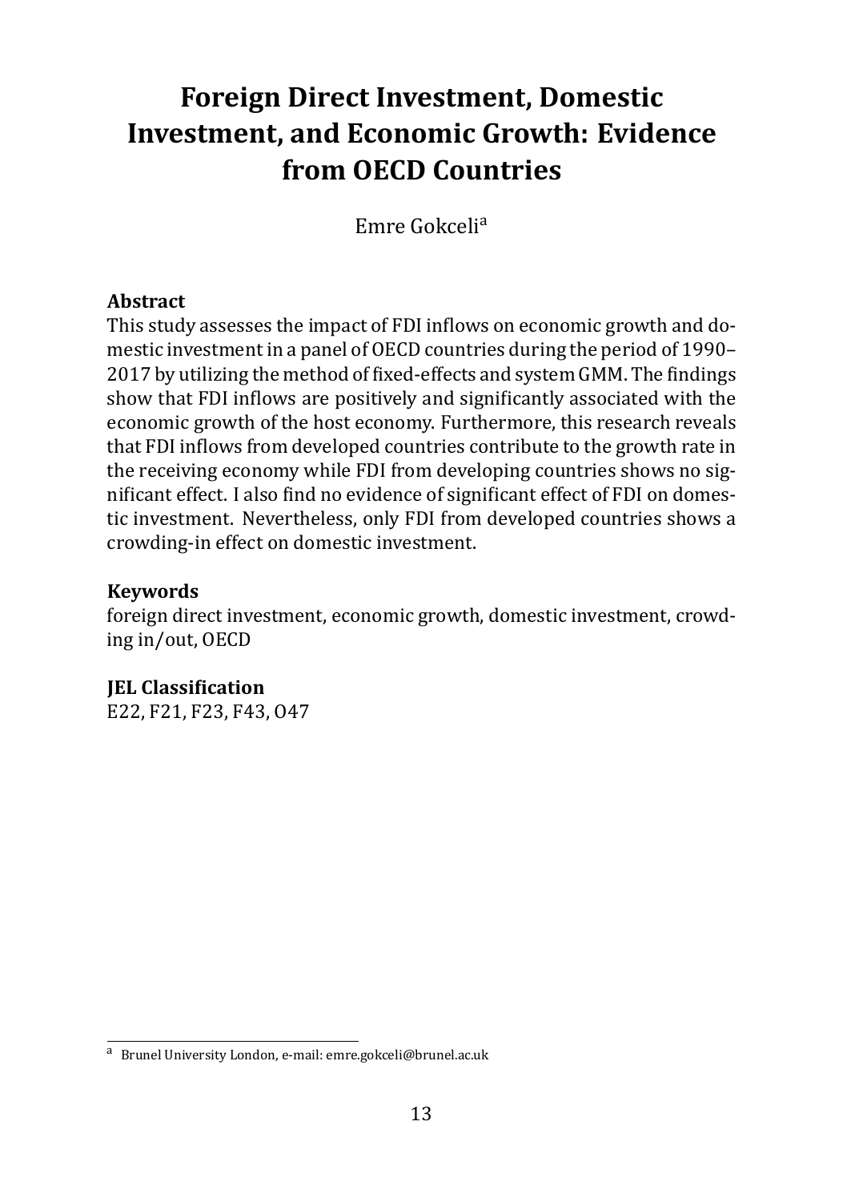# Foreign Direct Investment, Domestic Investment, and Economic Growth: Evidence from OECD Countries

Emre Gokceli[a]

## Abstract

This study assesses the impact of FDI inflows on economic growth and domestic investment in a panel of OECD countries during the period of 1990–2017 by utilizing the method of fixed-effects and system GMM. The findings show that FDI inflows are positively and significantly associated with the economic growth of the host economy. Furthermore, this research reveals that FDI inflows from developed countries contribute to the growth rate in the receiving economy while FDI from developing countries shows no significant effect. I also find no evidence of significant effect of FDI on domestic investment. Nevertheless, only FDI from developed countries shows a crowding-in effect on domestic investment.

## Keywords

foreign direct investment, economic growth, domestic investment, crowding in/out, OECD

## JEL Classification

E22, F21, F23, F43, O47

---

[a] Brunel University London, e-mail: emre.gokceli@brunel.ac.uk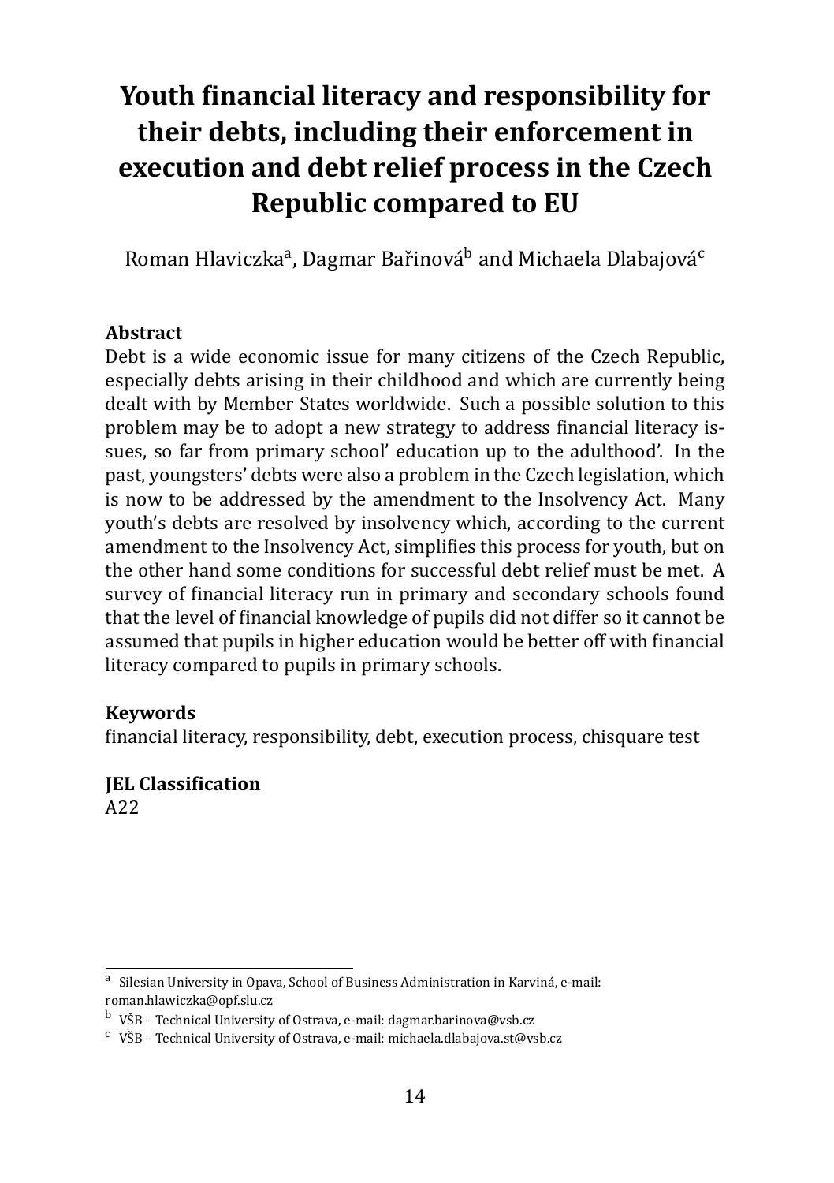# Youth financial literacy and responsibility for their debts, including their enforcement in execution and debt relief process in the Czech Republic compared to EU

Roman Hlaviczka[a], Dagmar Bařinová[b] and Michaela Dlabajová[c]

### Abstract

Debt is a wide economic issue for many citizens of the Czech Republic, especially debts arising in their childhood and which are currently being dealt with by Member States worldwide. Such a possible solution to this problem may be to adopt a new strategy to address financial literacy issues, so far from primary school' education up to the adulthood'. In the past, youngsters' debts were also a problem in the Czech legislation, which is now to be addressed by the amendment to the Insolvency Act. Many youth's debts are resolved by insolvency which, according to the current amendment to the Insolvency Act, simplifies this process for youth, but on the other hand some conditions for successful debt relief must be met. A survey of financial literacy run in primary and secondary schools found that the level of financial knowledge of pupils did not differ so it cannot be assumed that pupils in higher education would be better off with financial literacy compared to pupils in primary schools.

### Keywords

financial literacy, responsibility, debt, execution process, chisquare test

### JEL Classification

A22

---

[a] Silesian University in Opava, School of Business Administration in Karviná, e-mail: roman.hlawiczka@opf.slu.cz

[b] VŠB – Technical University of Ostrava, e-mail: dagmar.barinova@vsb.cz

[c] VŠB – Technical University of Ostrava, e-mail: michaela.dlabajova.st@vsb.cz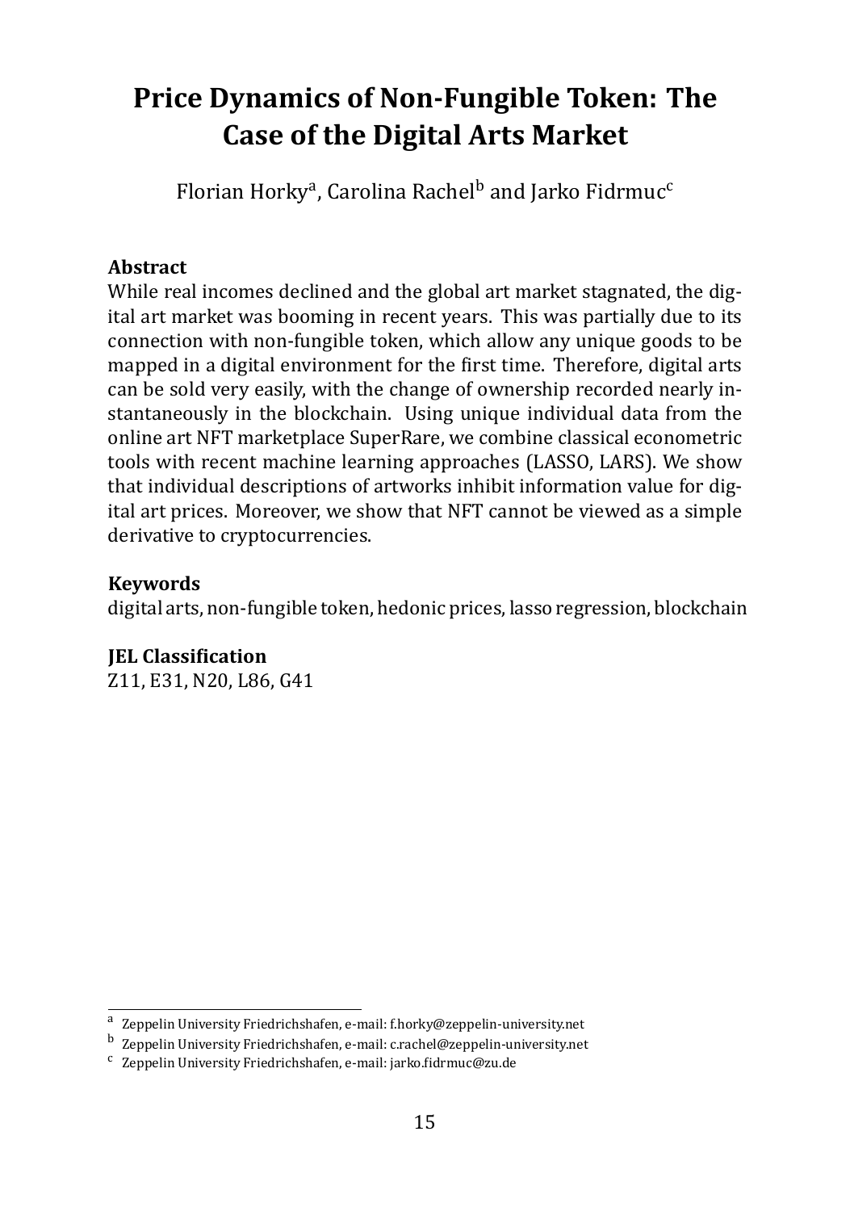# Price Dynamics of Non-Fungible Token: The Case of the Digital Arts Market

Florian Horky[a], Carolina Rachel[b] and Jarko Fidrmuc[c]

**Abstract**

While real incomes declined and the global art market stagnated, the digital art market was booming in recent years. This was partially due to its connection with non-fungible token, which allow any unique goods to be mapped in a digital environment for the first time. Therefore, digital arts can be sold very easily, with the change of ownership recorded nearly instantaneously in the blockchain. Using unique individual data from the online art NFT marketplace SuperRare, we combine classical econometric tools with recent machine learning approaches (LASSO, LARS). We show that individual descriptions of artworks inhibit information value for digital art prices. Moreover, we show that NFT cannot be viewed as a simple derivative to cryptocurrencies.

**Keywords**

digital arts, non-fungible token, hedonic prices, lasso regression, blockchain

**JEL Classification**

Z11, E31, N20, L86, G41

---

[a] Zeppelin University Friedrichshafen, e-mail: f.horky@zeppelin-university.net

[b] Zeppelin University Friedrichshafen, e-mail: c.rachel@zeppelin-university.net

[c] Zeppelin University Friedrichshafen, e-mail: jarko.fidrmuc@zu.de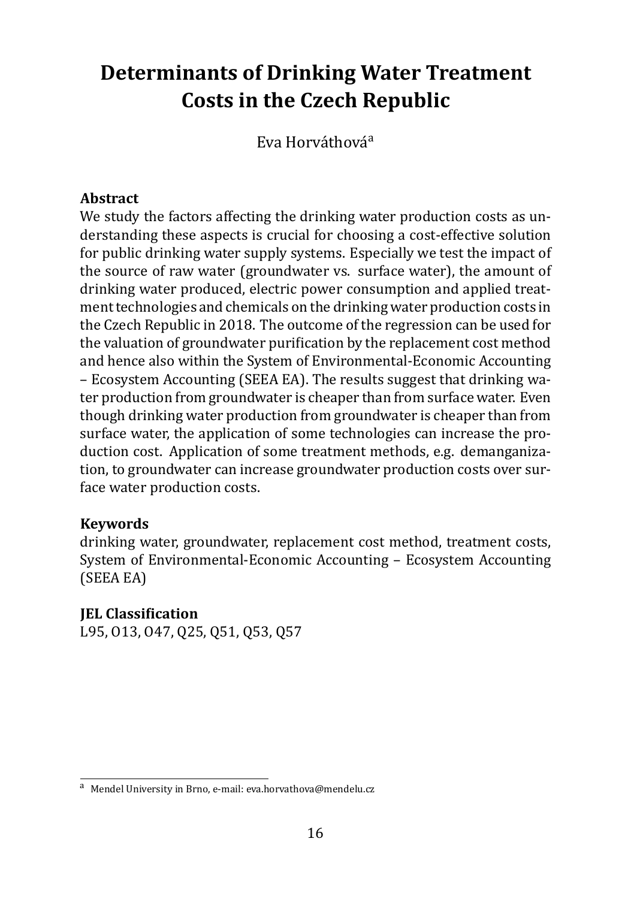# Determinants of Drinking Water Treatment Costs in the Czech Republic

Eva Horváthová[a]

**Abstract**

We study the factors affecting the drinking water production costs as understanding these aspects is crucial for choosing a cost-effective solution for public drinking water supply systems. Especially we test the impact of the source of raw water (groundwater vs. surface water), the amount of drinking water produced, electric power consumption and applied treatment technologies and chemicals on the drinking water production costs in the Czech Republic in 2018. The outcome of the regression can be used for the valuation of groundwater purification by the replacement cost method and hence also within the System of Environmental-Economic Accounting – Ecosystem Accounting (SEEA EA). The results suggest that drinking water production from groundwater is cheaper than from surface water. Even though drinking water production from groundwater is cheaper than from surface water, the application of some technologies can increase the production cost. Application of some treatment methods, e.g. demanganization, to groundwater can increase groundwater production costs over surface water production costs.

**Keywords**

drinking water, groundwater, replacement cost method, treatment costs, System of Environmental-Economic Accounting – Ecosystem Accounting (SEEA EA)

**JEL Classification**

L95, O13, O47, Q25, Q51, Q53, Q57

---

[a] Mendel University in Brno, e-mail: eva.horvathova@mendelu.cz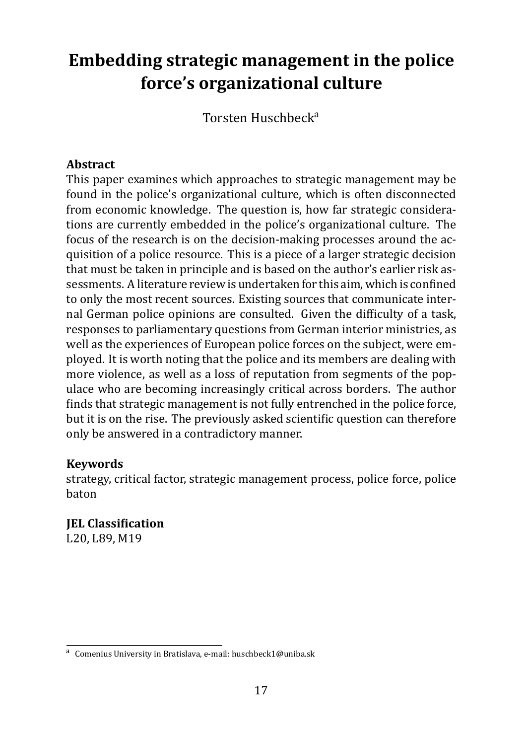# Embedding strategic management in the police force's organizational culture

Torsten Huschbeck[a]

### Abstract

This paper examines which approaches to strategic management may be found in the police's organizational culture, which is often disconnected from economic knowledge. The question is, how far strategic considerations are currently embedded in the police's organizational culture. The focus of the research is on the decision-making processes around the acquisition of a police resource. This is a piece of a larger strategic decision that must be taken in principle and is based on the author's earlier risk assessments. A literature review is undertaken for this aim, which is confined to only the most recent sources. Existing sources that communicate internal German police opinions are consulted. Given the difficulty of a task, responses to parliamentary questions from German interior ministries, as well as the experiences of European police forces on the subject, were employed. It is worth noting that the police and its members are dealing with more violence, as well as a loss of reputation from segments of the populace who are becoming increasingly critical across borders. The author finds that strategic management is not fully entrenched in the police force, but it is on the rise. The previously asked scientific question can therefore only be answered in a contradictory manner.

### Keywords

strategy, critical factor, strategic management process, police force, police baton

### JEL Classification

L20, L89, M19

---

[a] Comenius University in Bratislava, e-mail: huschbeck1@uniba.sk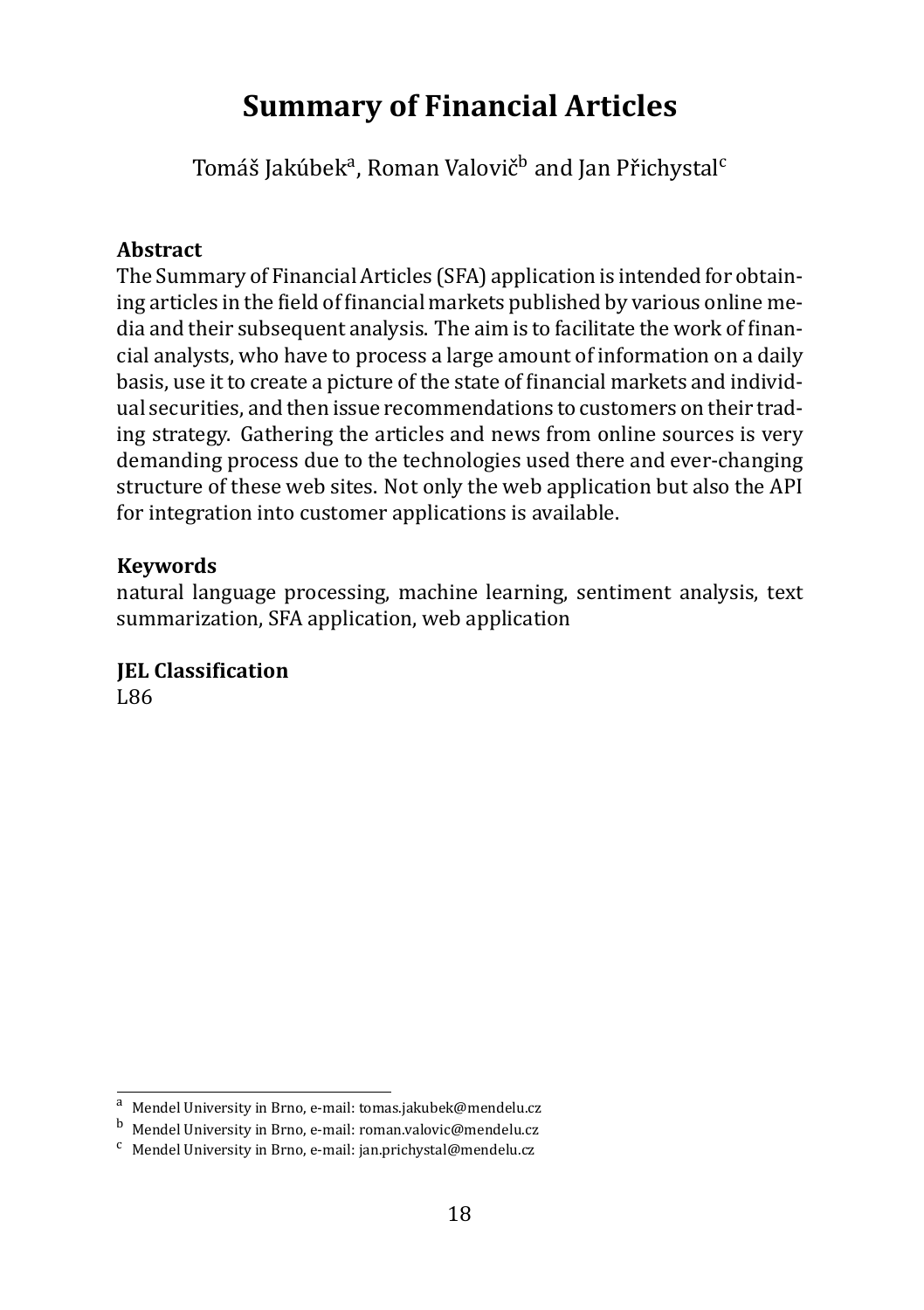# Summary of Financial Articles

Tomáš Jakúbek[a], Roman Valovič[b] and Jan Přichystal[c]

### Abstract

The Summary of Financial Articles (SFA) application is intended for obtaining articles in the field of financial markets published by various online media and their subsequent analysis. The aim is to facilitate the work of financial analysts, who have to process a large amount of information on a daily basis, use it to create a picture of the state of financial markets and individual securities, and then issue recommendations to customers on their trading strategy. Gathering the articles and news from online sources is very demanding process due to the technologies used there and ever-changing structure of these web sites. Not only the web application but also the API for integration into customer applications is available.

### Keywords

natural language processing, machine learning, sentiment analysis, text summarization, SFA application, web application

### JEL Classification

L86

---

[a] Mendel University in Brno, e-mail: tomas.jakubek@mendelu.cz

[b] Mendel University in Brno, e-mail: roman.valovic@mendelu.cz

[c] Mendel University in Brno, e-mail: jan.prichystal@mendelu.cz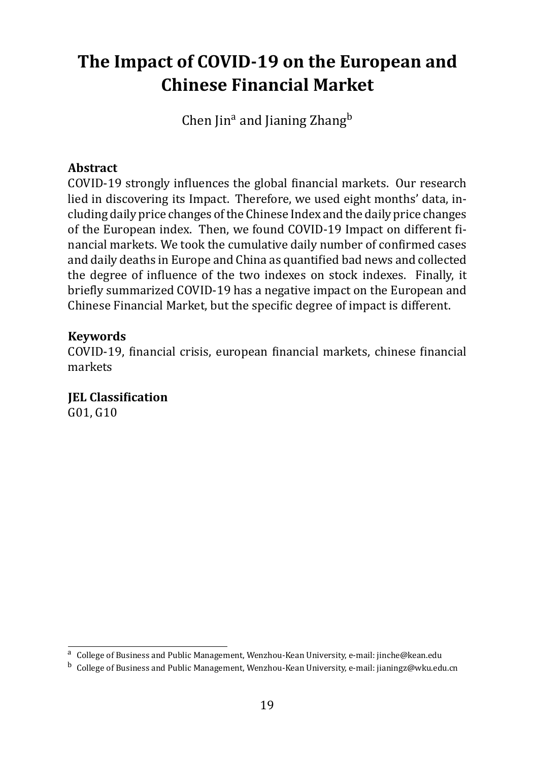# The Impact of COVID-19 on the European and Chinese Financial Market

Chen Jin[a] and Jianing Zhang[b]

**Abstract**

COVID-19 strongly influences the global financial markets. Our research lied in discovering its Impact. Therefore, we used eight months' data, including daily price changes of the Chinese Index and the daily price changes of the European index. Then, we found COVID-19 Impact on different financial markets. We took the cumulative daily number of confirmed cases and daily deaths in Europe and China as quantified bad news and collected the degree of influence of the two indexes on stock indexes. Finally, it briefly summarized COVID-19 has a negative impact on the European and Chinese Financial Market, but the specific degree of impact is different.

**Keywords**

COVID-19, financial crisis, european financial markets, chinese financial markets

**JEL Classification**

G01, G10

---

[a] College of Business and Public Management, Wenzhou-Kean University, e-mail: jinche@kean.edu

[b] College of Business and Public Management, Wenzhou-Kean University, e-mail: jianingz@wku.edu.cn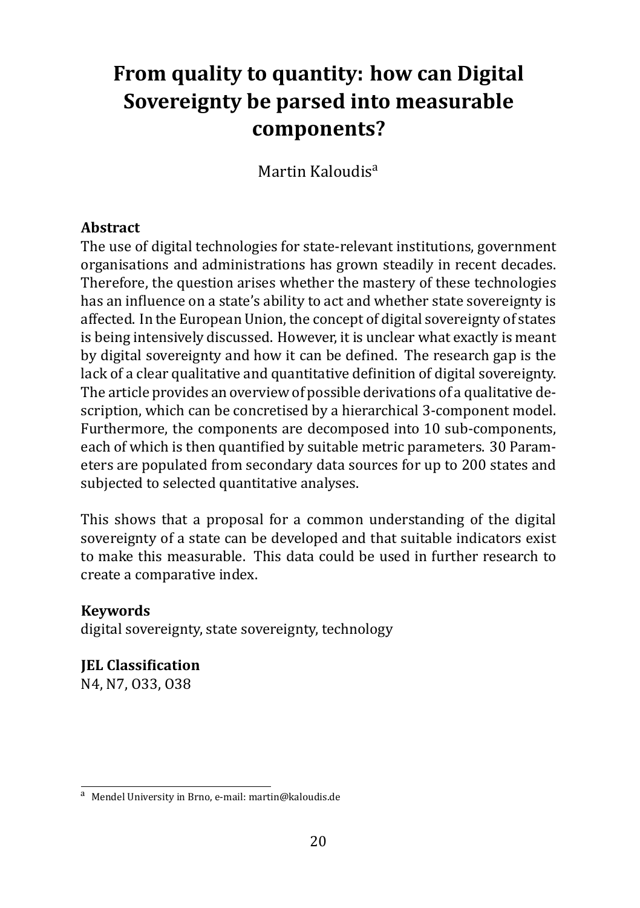# From quality to quantity: how can Digital Sovereignty be parsed into measurable components?

Martin Kaloudis[a]

**Abstract**

The use of digital technologies for state-relevant institutions, government organisations and administrations has grown steadily in recent decades. Therefore, the question arises whether the mastery of these technologies has an influence on a state's ability to act and whether state sovereignty is affected. In the European Union, the concept of digital sovereignty of states is being intensively discussed. However, it is unclear what exactly is meant by digital sovereignty and how it can be defined. The research gap is the lack of a clear qualitative and quantitative definition of digital sovereignty. The article provides an overview of possible derivations of a qualitative description, which can be concretised by a hierarchical 3-component model. Furthermore, the components are decomposed into 10 sub-components, each of which is then quantified by suitable metric parameters. 30 Parameters are populated from secondary data sources for up to 200 states and subjected to selected quantitative analyses.

This shows that a proposal for a common understanding of the digital sovereignty of a state can be developed and that suitable indicators exist to make this measurable. This data could be used in further research to create a comparative index.

**Keywords**

digital sovereignty, state sovereignty, technology

**JEL Classification**

N4, N7, O33, O38

---

[a] Mendel University in Brno, e-mail: martin@kaloudis.de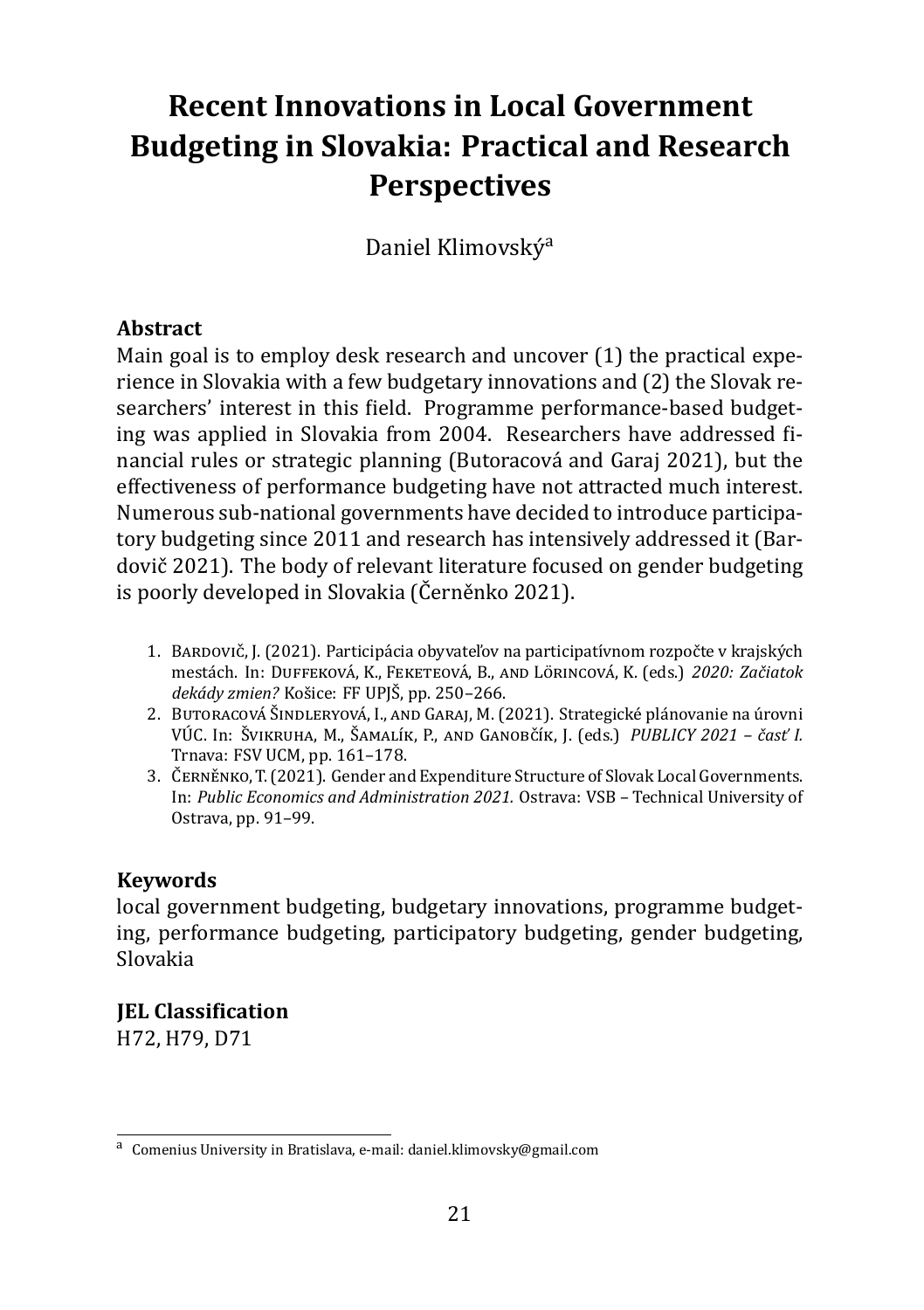# Recent Innovations in Local Government Budgeting in Slovakia: Practical and Research Perspectives

Daniel Klimovský[a]

### Abstract

Main goal is to employ desk research and uncover (1) the practical experience in Slovakia with a few budgetary innovations and (2) the Slovak researchers' interest in this field. Programme performance-based budgeting was applied in Slovakia from 2004. Researchers have addressed financial rules or strategic planning (Butoracová and Garaj 2021), but the effectiveness of performance budgeting have not attracted much interest. Numerous sub-national governments have decided to introduce participatory budgeting since 2011 and research has intensively addressed it (Bardovič 2021). The body of relevant literature focused on gender budgeting is poorly developed in Slovakia (Černěnko 2021).

1. Bardovič, J. (2021). Participácia obyvateľov na participatívnom rozpočte v krajských mestách. In: Duffeková, K., Feketeová, B., and Lörincová, K. (eds.) *2020: Začiatok dekády zmien?* Košice: FF UPJŠ, pp. 250–266.
2. Butoracová Šindleryová, I., and Garaj, M. (2021). Strategické plánovanie na úrovni VÚC. In: Švikruha, M., Šamalík, P., and Ganobčík, J. (eds.) *PUBLICY 2021 – časť I.* Trnava: FSV UCM, pp. 161–178.
3. Černěnko, T. (2021). Gender and Expenditure Structure of Slovak Local Governments. In: *Public Economics and Administration 2021.* Ostrava: VSB – Technical University of Ostrava, pp. 91–99.

### Keywords

local government budgeting, budgetary innovations, programme budgeting, performance budgeting, participatory budgeting, gender budgeting, Slovakia

### JEL Classification

H72, H79, D71

---

[a] Comenius University in Bratislava, e-mail: daniel.klimovsky@gmail.com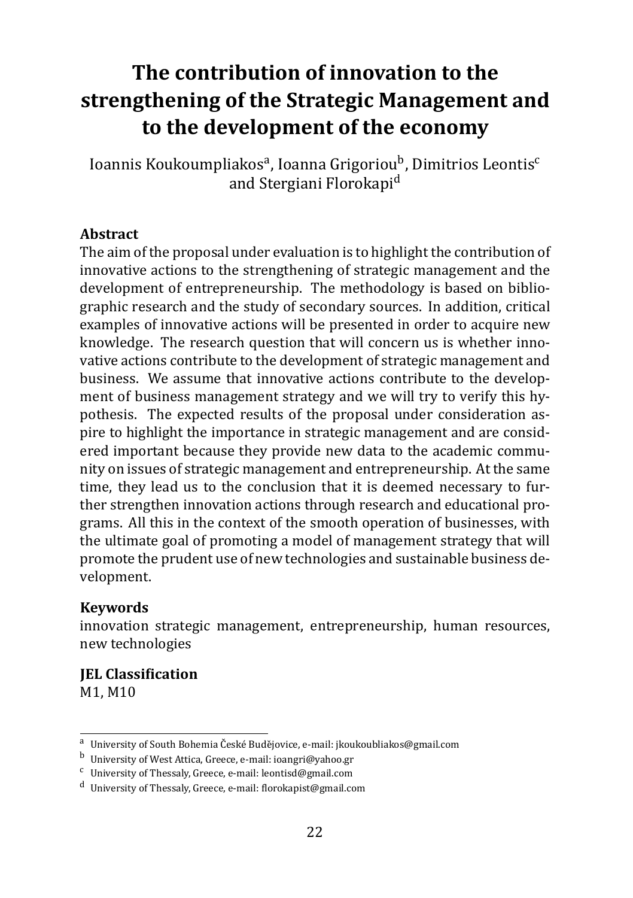# The contribution of innovation to the strengthening of the Strategic Management and to the development of the economy

Ioannis Koukoumpliakos[a], Ioanna Grigoriou[b], Dimitrios Leontis[c] and Stergiani Florokapi[d]

## Abstract

The aim of the proposal under evaluation is to highlight the contribution of innovative actions to the strengthening of strategic management and the development of entrepreneurship. The methodology is based on bibliographic research and the study of secondary sources. In addition, critical examples of innovative actions will be presented in order to acquire new knowledge. The research question that will concern us is whether innovative actions contribute to the development of strategic management and business. We assume that innovative actions contribute to the development of business management strategy and we will try to verify this hypothesis. The expected results of the proposal under consideration aspire to highlight the importance in strategic management and are considered important because they provide new data to the academic community on issues of strategic management and entrepreneurship. At the same time, they lead us to the conclusion that it is deemed necessary to further strengthen innovation actions through research and educational programs. All this in the context of the smooth operation of businesses, with the ultimate goal of promoting a model of management strategy that will promote the prudent use of new technologies and sustainable business development.

## Keywords

innovation strategic management, entrepreneurship, human resources, new technologies

## JEL Classification

M1, M10

---

[a] University of South Bohemia České Budějovice, e-mail: jkoukoubliakos@gmail.com

[b] University of West Attica, Greece, e-mail: ioangri@yahoo.gr

[c] University of Thessaly, Greece, e-mail: leontisd@gmail.com

[d] University of Thessaly, Greece, e-mail: florokapist@gmail.com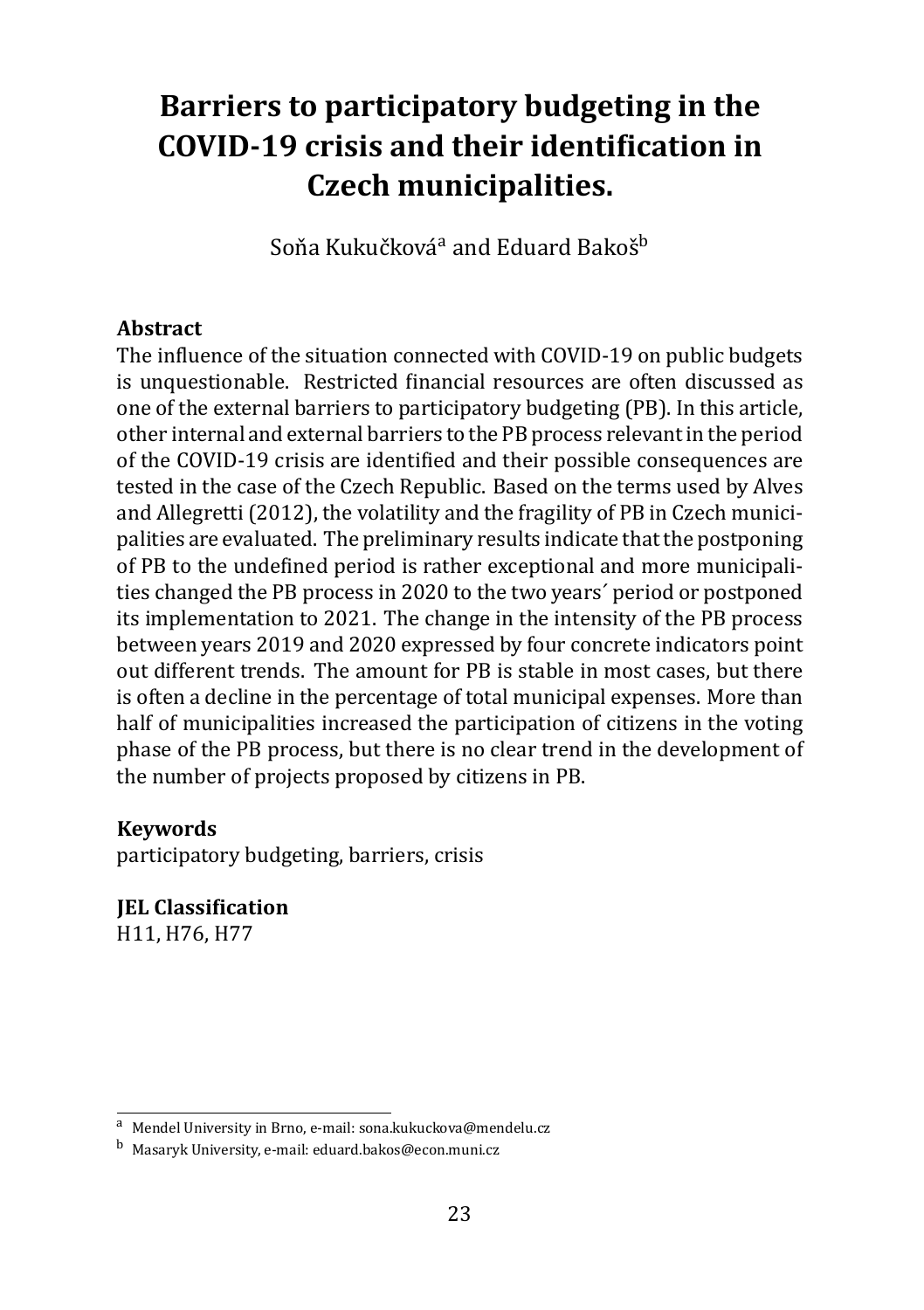# Barriers to participatory budgeting in the COVID-19 crisis and their identification in Czech municipalities.

Soňa Kukučková[a] and Eduard Bakoš[b]

### Abstract

The influence of the situation connected with COVID-19 on public budgets is unquestionable. Restricted financial resources are often discussed as one of the external barriers to participatory budgeting (PB). In this article, other internal and external barriers to the PB process relevant in the period of the COVID-19 crisis are identified and their possible consequences are tested in the case of the Czech Republic. Based on the terms used by Alves and Allegretti (2012), the volatility and the fragility of PB in Czech municipalities are evaluated. The preliminary results indicate that the postponing of PB to the undefined period is rather exceptional and more municipalities changed the PB process in 2020 to the two years´ period or postponed its implementation to 2021. The change in the intensity of the PB process between years 2019 and 2020 expressed by four concrete indicators point out different trends. The amount for PB is stable in most cases, but there is often a decline in the percentage of total municipal expenses. More than half of municipalities increased the participation of citizens in the voting phase of the PB process, but there is no clear trend in the development of the number of projects proposed by citizens in PB.

### Keywords

participatory budgeting, barriers, crisis

### JEL Classification

H11, H76, H77

---

[a] Mendel University in Brno, e-mail: sona.kukuckova@mendelu.cz

[b] Masaryk University, e-mail: eduard.bakos@econ.muni.cz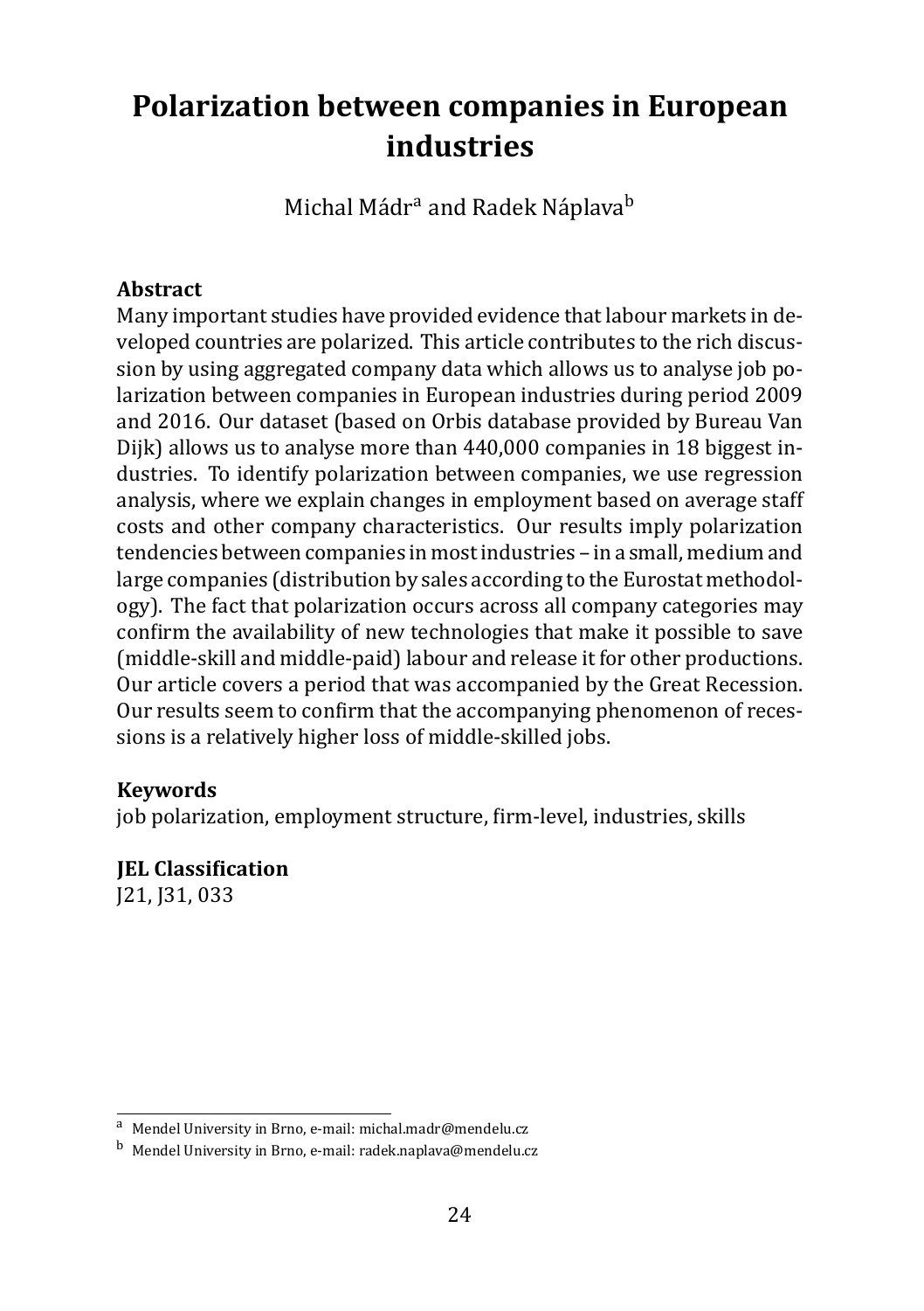# Polarization between companies in European industries

Michal Mádr[a] and Radek Náplava[b]

### Abstract

Many important studies have provided evidence that labour markets in developed countries are polarized. This article contributes to the rich discussion by using aggregated company data which allows us to analyse job polarization between companies in European industries during period 2009 and 2016. Our dataset (based on Orbis database provided by Bureau Van Dijk) allows us to analyse more than 440,000 companies in 18 biggest industries. To identify polarization between companies, we use regression analysis, where we explain changes in employment based on average staff costs and other company characteristics. Our results imply polarization tendencies between companies in most industries – in a small, medium and large companies (distribution by sales according to the Eurostat methodology). The fact that polarization occurs across all company categories may confirm the availability of new technologies that make it possible to save (middle-skill and middle-paid) labour and release it for other productions. Our article covers a period that was accompanied by the Great Recession. Our results seem to confirm that the accompanying phenomenon of recessions is a relatively higher loss of middle-skilled jobs.

### Keywords

job polarization, employment structure, firm-level, industries, skills

### JEL Classification

J21, J31, 033

---

[a] Mendel University in Brno, e-mail: michal.madr@mendelu.cz

[b] Mendel University in Brno, e-mail: radek.naplava@mendelu.cz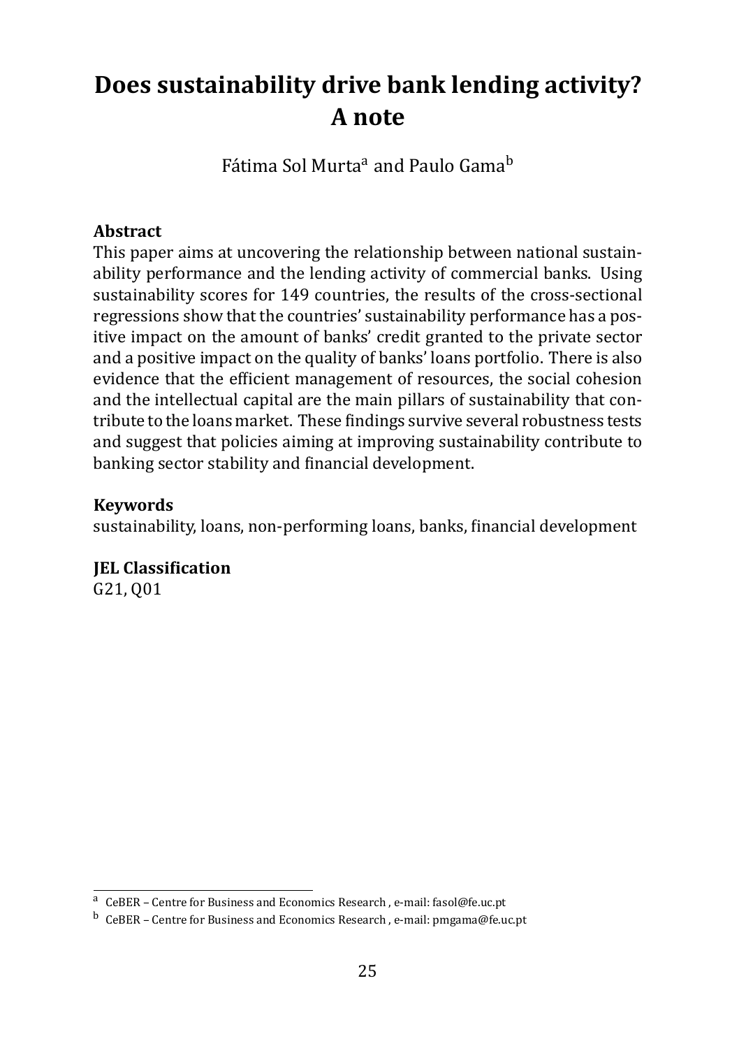# Does sustainability drive bank lending activity? A note

Fátima Sol Murta[a] and Paulo Gama[b]

**Abstract**

This paper aims at uncovering the relationship between national sustainability performance and the lending activity of commercial banks. Using sustainability scores for 149 countries, the results of the cross-sectional regressions show that the countries' sustainability performance has a positive impact on the amount of banks' credit granted to the private sector and a positive impact on the quality of banks' loans portfolio. There is also evidence that the efficient management of resources, the social cohesion and the intellectual capital are the main pillars of sustainability that contribute to the loans market. These findings survive several robustness tests and suggest that policies aiming at improving sustainability contribute to banking sector stability and financial development.

**Keywords**

sustainability, loans, non-performing loans, banks, financial development

**JEL Classification**

G21, Q01

---

[a] CeBER – Centre for Business and Economics Research , e-mail: fasol@fe.uc.pt

[b] CeBER – Centre for Business and Economics Research , e-mail: pmgama@fe.uc.pt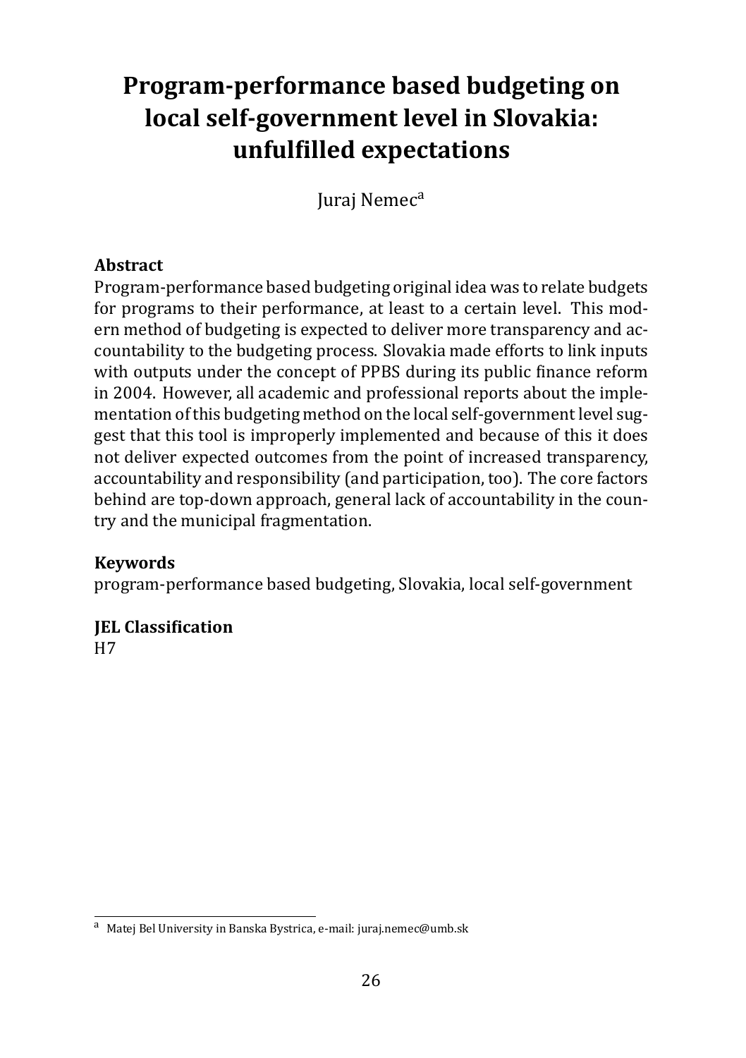# Program-performance based budgeting on local self-government level in Slovakia: unfulfilled expectations

Juraj Nemec[a]

**Abstract**

Program-performance based budgeting original idea was to relate budgets for programs to their performance, at least to a certain level. This modern method of budgeting is expected to deliver more transparency and accountability to the budgeting process. Slovakia made efforts to link inputs with outputs under the concept of PPBS during its public finance reform in 2004. However, all academic and professional reports about the implementation of this budgeting method on the local self-government level suggest that this tool is improperly implemented and because of this it does not deliver expected outcomes from the point of increased transparency, accountability and responsibility (and participation, too). The core factors behind are top-down approach, general lack of accountability in the country and the municipal fragmentation.

**Keywords**

program-performance based budgeting, Slovakia, local self-government

**JEL Classification**

H7

---

[a] Matej Bel University in Banska Bystrica, e-mail: juraj.nemec@umb.sk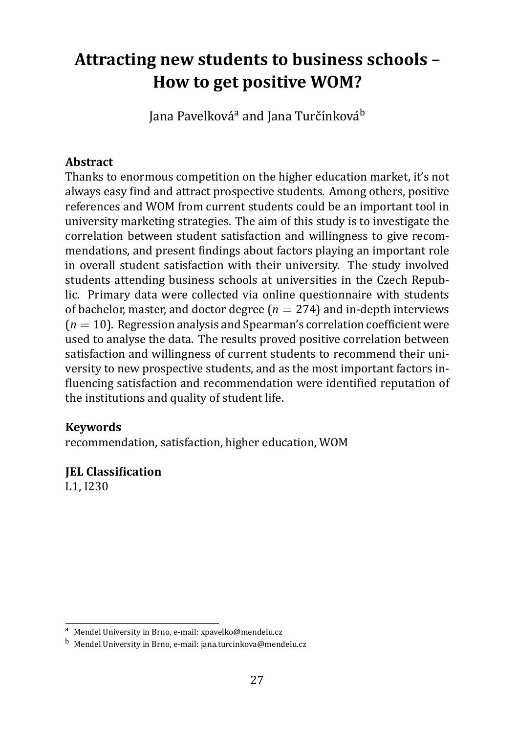# Attracting new students to business schools – How to get positive WOM?

Jana Pavelková[a] and Jana Turčínková[b]

**Abstract**

Thanks to enormous competition on the higher education market, it's not always easy find and attract prospective students. Among others, positive references and WOM from current students could be an important tool in university marketing strategies. The aim of this study is to investigate the correlation between student satisfaction and willingness to give recommendations, and present findings about factors playing an important role in overall student satisfaction with their university. The study involved students attending business schools at universities in the Czech Republic. Primary data were collected via online questionnaire with students of bachelor, master, and doctor degree ($n = 274$) and in-depth interviews ($n = 10$). Regression analysis and Spearman's correlation coefficient were used to analyse the data. The results proved positive correlation between satisfaction and willingness of current students to recommend their university to new prospective students, and as the most important factors influencing satisfaction and recommendation were identified reputation of the institutions and quality of student life.

**Keywords**

recommendation, satisfaction, higher education, WOM

**JEL Classification**

L1, I230

[a] Mendel University in Brno, e-mail: xpavelko@mendelu.cz

[b] Mendel University in Brno, e-mail: jana.turcinkova@mendelu.cz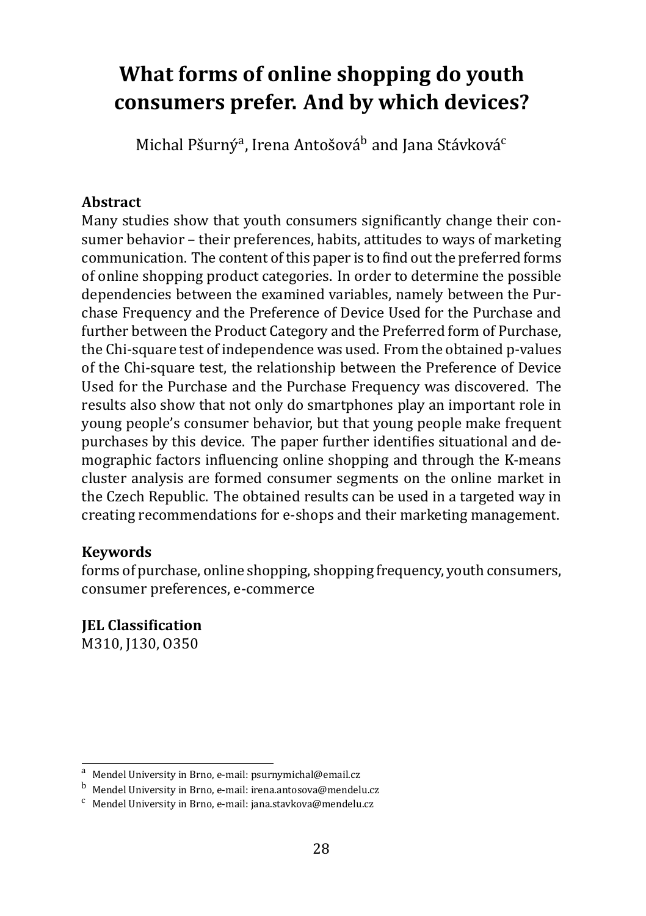# What forms of online shopping do youth consumers prefer. And by which devices?

Michal Pšurný[a], Irena Antošová[b] and Jana Stávková[c]

### Abstract

Many studies show that youth consumers significantly change their consumer behavior – their preferences, habits, attitudes to ways of marketing communication. The content of this paper is to find out the preferred forms of online shopping product categories. In order to determine the possible dependencies between the examined variables, namely between the Purchase Frequency and the Preference of Device Used for the Purchase and further between the Product Category and the Preferred form of Purchase, the Chi-square test of independence was used. From the obtained p-values of the Chi-square test, the relationship between the Preference of Device Used for the Purchase and the Purchase Frequency was discovered. The results also show that not only do smartphones play an important role in young people's consumer behavior, but that young people make frequent purchases by this device. The paper further identifies situational and demographic factors influencing online shopping and through the K-means cluster analysis are formed consumer segments on the online market in the Czech Republic. The obtained results can be used in a targeted way in creating recommendations for e-shops and their marketing management.

### Keywords

forms of purchase, online shopping, shopping frequency, youth consumers, consumer preferences, e-commerce

### JEL Classification

M310, J130, O350

---

[a] Mendel University in Brno, e-mail: psurnymichal@email.cz

[b] Mendel University in Brno, e-mail: irena.antosova@mendelu.cz

[c] Mendel University in Brno, e-mail: jana.stavkova@mendelu.cz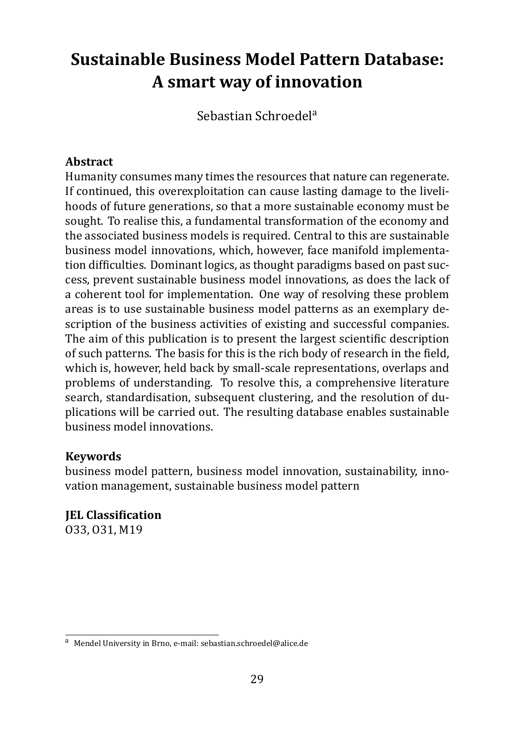# Sustainable Business Model Pattern Database: A smart way of innovation

Sebastian Schroedel[a]

**Abstract**

Humanity consumes many times the resources that nature can regenerate. If continued, this overexploitation can cause lasting damage to the livelihoods of future generations, so that a more sustainable economy must be sought. To realise this, a fundamental transformation of the economy and the associated business models is required. Central to this are sustainable business model innovations, which, however, face manifold implementation difficulties. Dominant logics, as thought paradigms based on past success, prevent sustainable business model innovations, as does the lack of a coherent tool for implementation. One way of resolving these problem areas is to use sustainable business model patterns as an exemplary description of the business activities of existing and successful companies. The aim of this publication is to present the largest scientific description of such patterns. The basis for this is the rich body of research in the field, which is, however, held back by small-scale representations, overlaps and problems of understanding. To resolve this, a comprehensive literature search, standardisation, subsequent clustering, and the resolution of duplications will be carried out. The resulting database enables sustainable business model innovations.

**Keywords**

business model pattern, business model innovation, sustainability, innovation management, sustainable business model pattern

**JEL Classification**

O33, O31, M19

[a] Mendel University in Brno, e-mail: sebastian.schroedel@alice.de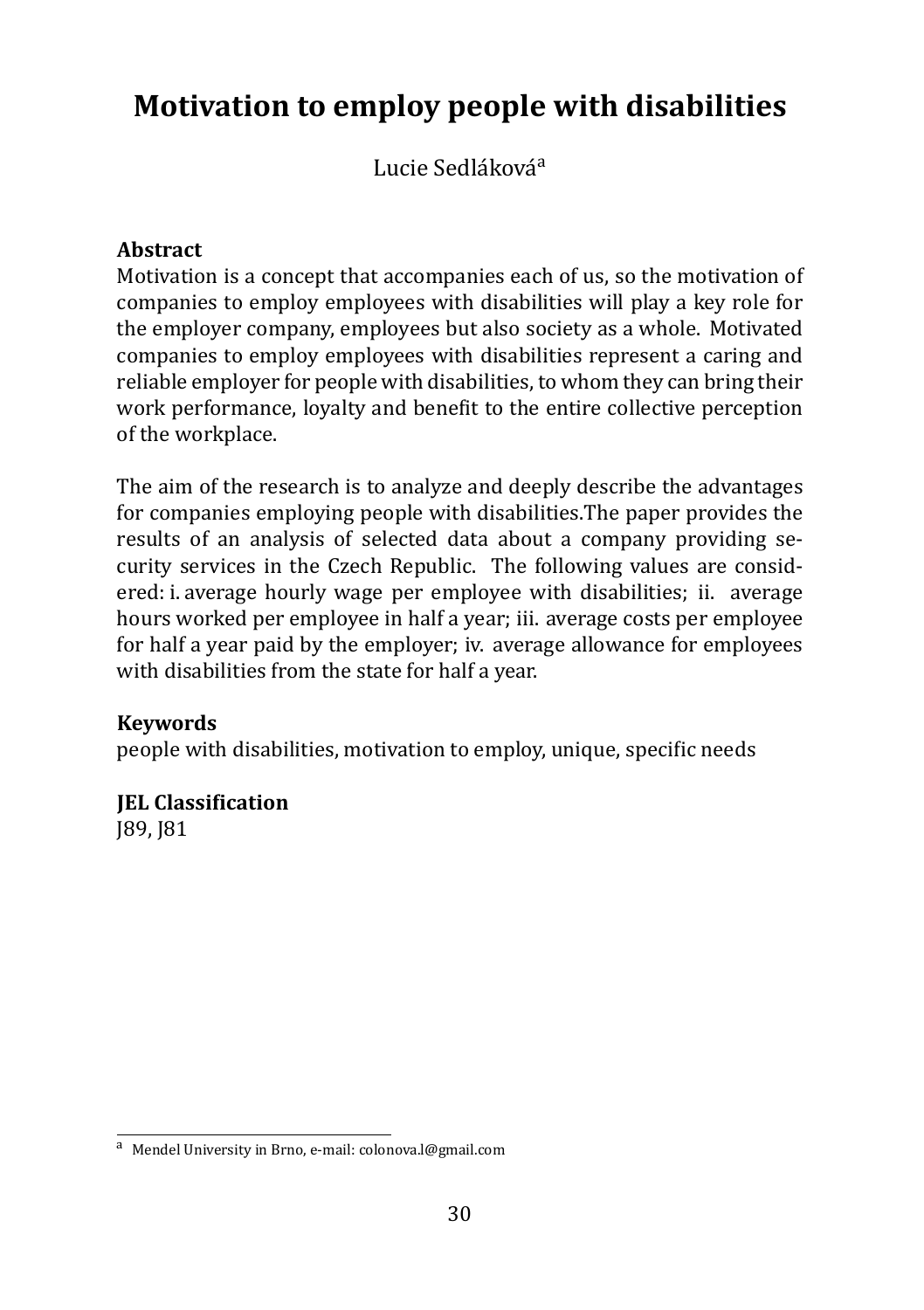# Motivation to employ people with disabilities

Lucie Sedláková[a]

**Abstract**

Motivation is a concept that accompanies each of us, so the motivation of companies to employ employees with disabilities will play a key role for the employer company, employees but also society as a whole. Motivated companies to employ employees with disabilities represent a caring and reliable employer for people with disabilities, to whom they can bring their work performance, loyalty and benefit to the entire collective perception of the workplace.

The aim of the research is to analyze and deeply describe the advantages for companies employing people with disabilities.The paper provides the results of an analysis of selected data about a company providing security services in the Czech Republic. The following values are considered: i. average hourly wage per employee with disabilities; ii. average hours worked per employee in half a year; iii. average costs per employee for half a year paid by the employer; iv. average allowance for employees with disabilities from the state for half a year.

**Keywords**

people with disabilities, motivation to employ, unique, specific needs

**JEL Classification**

J89, J81

[a] Mendel University in Brno, e-mail: colonova.l@gmail.com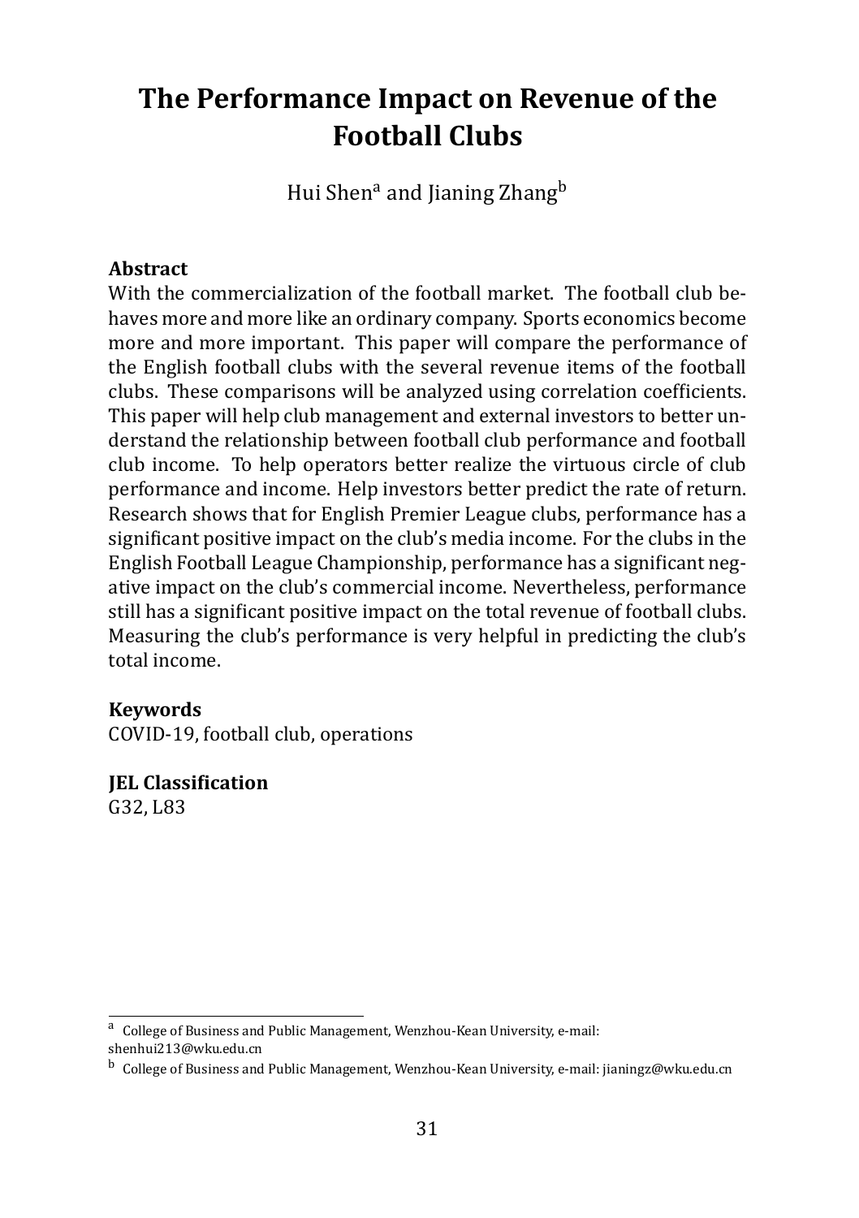# The Performance Impact on Revenue of the Football Clubs

Hui Shen[a] and Jianing Zhang[b]

**Abstract**

With the commercialization of the football market. The football club behaves more and more like an ordinary company. Sports economics become more and more important. This paper will compare the performance of the English football clubs with the several revenue items of the football clubs. These comparisons will be analyzed using correlation coefficients. This paper will help club management and external investors to better understand the relationship between football club performance and football club income. To help operators better realize the virtuous circle of club performance and income. Help investors better predict the rate of return. Research shows that for English Premier League clubs, performance has a significant positive impact on the club's media income. For the clubs in the English Football League Championship, performance has a significant negative impact on the club's commercial income. Nevertheless, performance still has a significant positive impact on the total revenue of football clubs. Measuring the club's performance is very helpful in predicting the club's total income.

**Keywords**

COVID-19, football club, operations

**JEL Classification**

G32, L83

---

[a] College of Business and Public Management, Wenzhou-Kean University, e-mail: shenhui213@wku.edu.cn

[b] College of Business and Public Management, Wenzhou-Kean University, e-mail: jianingz@wku.edu.cn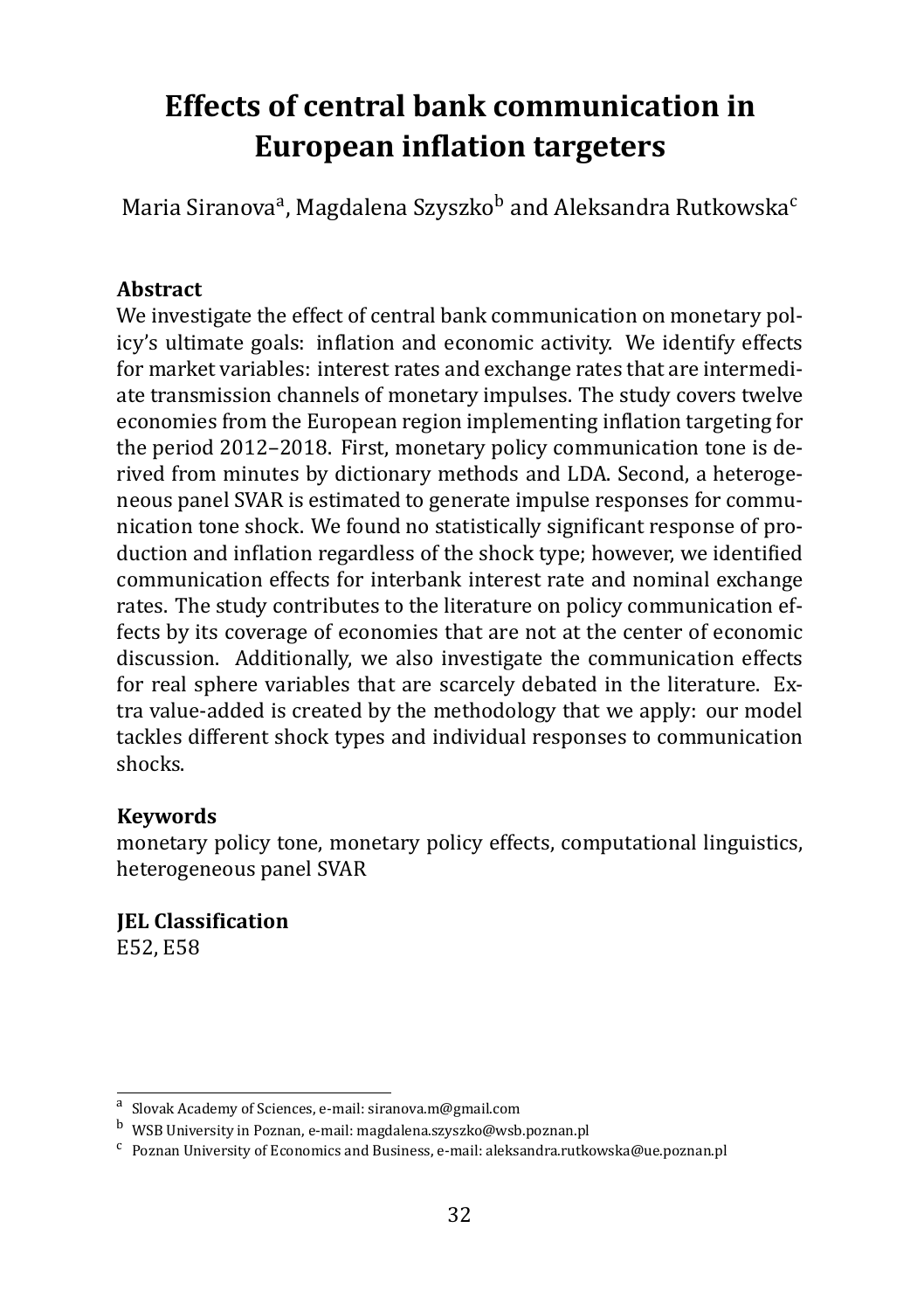# Effects of central bank communication in European inflation targeters

Maria Siranova[a], Magdalena Szyszko[b] and Aleksandra Rutkowska[c]

### Abstract

We investigate the effect of central bank communication on monetary policy's ultimate goals: inflation and economic activity. We identify effects for market variables: interest rates and exchange rates that are intermediate transmission channels of monetary impulses. The study covers twelve economies from the European region implementing inflation targeting for the period 2012–2018. First, monetary policy communication tone is derived from minutes by dictionary methods and LDA. Second, a heterogeneous panel SVAR is estimated to generate impulse responses for communication tone shock. We found no statistically significant response of production and inflation regardless of the shock type; however, we identified communication effects for interbank interest rate and nominal exchange rates. The study contributes to the literature on policy communication effects by its coverage of economies that are not at the center of economic discussion. Additionally, we also investigate the communication effects for real sphere variables that are scarcely debated in the literature. Extra value-added is created by the methodology that we apply: our model tackles different shock types and individual responses to communication shocks.

### Keywords

monetary policy tone, monetary policy effects, computational linguistics, heterogeneous panel SVAR

### JEL Classification

E52, E58

---

[a] Slovak Academy of Sciences, e-mail: siranova.m@gmail.com

[b] WSB University in Poznan, e-mail: magdalena.szyszko@wsb.poznan.pl

[c] Poznan University of Economics and Business, e-mail: aleksandra.rutkowska@ue.poznan.pl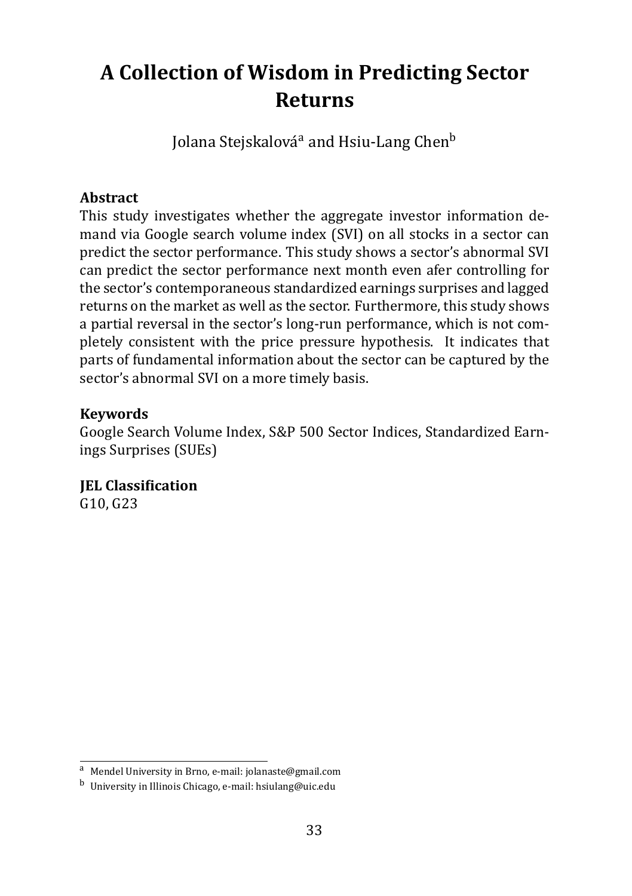# A Collection of Wisdom in Predicting Sector Returns

Jolana Stejskalová[a] and Hsiu-Lang Chen[b]

**Abstract**

This study investigates whether the aggregate investor information demand via Google search volume index (SVI) on all stocks in a sector can predict the sector performance. This study shows a sector's abnormal SVI can predict the sector performance next month even afer controlling for the sector's contemporaneous standardized earnings surprises and lagged returns on the market as well as the sector. Furthermore, this study shows a partial reversal in the sector's long-run performance, which is not completely consistent with the price pressure hypothesis. It indicates that parts of fundamental information about the sector can be captured by the sector's abnormal SVI on a more timely basis.

**Keywords**

Google Search Volume Index, S&P 500 Sector Indices, Standardized Earnings Surprises (SUEs)

**JEL Classification**

G10, G23

---

[a] Mendel University in Brno, e-mail: jolanaste@gmail.com

[b] University in Illinois Chicago, e-mail: hsiulang@uic.edu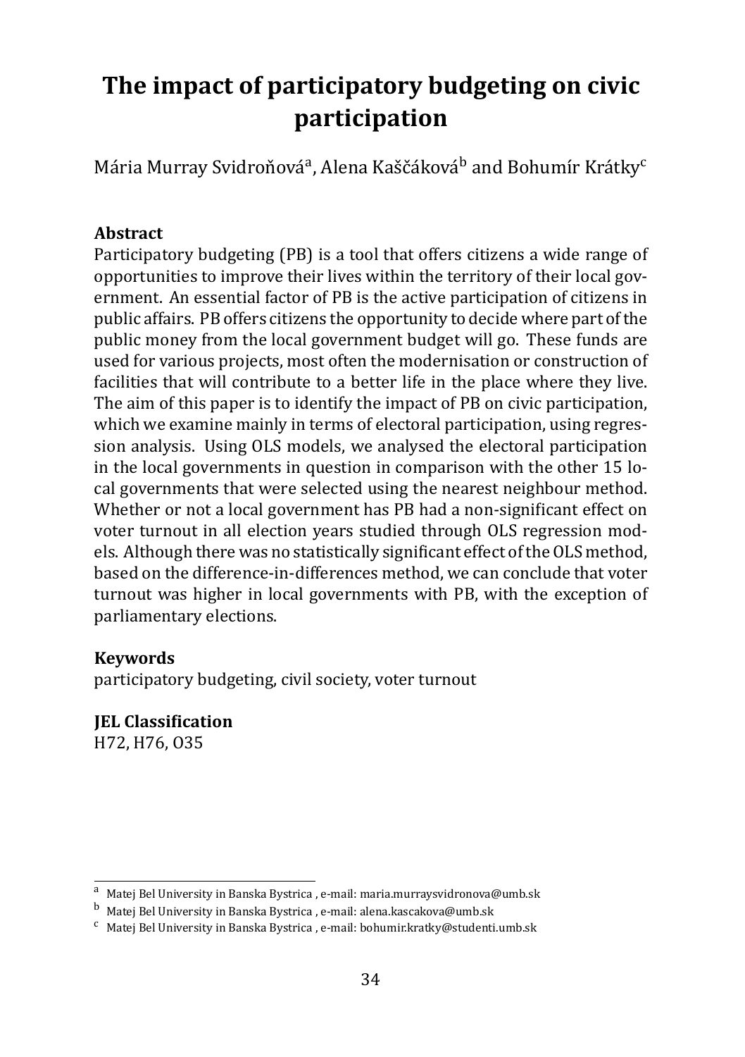# The impact of participatory budgeting on civic participation

Mária Murray Svidroňová[a], Alena Kaščáková[b] and Bohumír Krátky[c]

### Abstract

Participatory budgeting (PB) is a tool that offers citizens a wide range of opportunities to improve their lives within the territory of their local government. An essential factor of PB is the active participation of citizens in public affairs. PB offers citizens the opportunity to decide where part of the public money from the local government budget will go. These funds are used for various projects, most often the modernisation or construction of facilities that will contribute to a better life in the place where they live. The aim of this paper is to identify the impact of PB on civic participation, which we examine mainly in terms of electoral participation, using regression analysis. Using OLS models, we analysed the electoral participation in the local governments in question in comparison with the other 15 local governments that were selected using the nearest neighbour method. Whether or not a local government has PB had a non-significant effect on voter turnout in all election years studied through OLS regression models. Although there was no statistically significant effect of the OLS method, based on the difference-in-differences method, we can conclude that voter turnout was higher in local governments with PB, with the exception of parliamentary elections.

### Keywords

participatory budgeting, civil society, voter turnout

### JEL Classification

H72, H76, O35

---

[a] Matej Bel University in Banska Bystrica , e-mail: maria.murraysvidronova@umb.sk

[b] Matej Bel University in Banska Bystrica , e-mail: alena.kascakova@umb.sk

[c] Matej Bel University in Banska Bystrica , e-mail: bohumir.kratky@studenti.umb.sk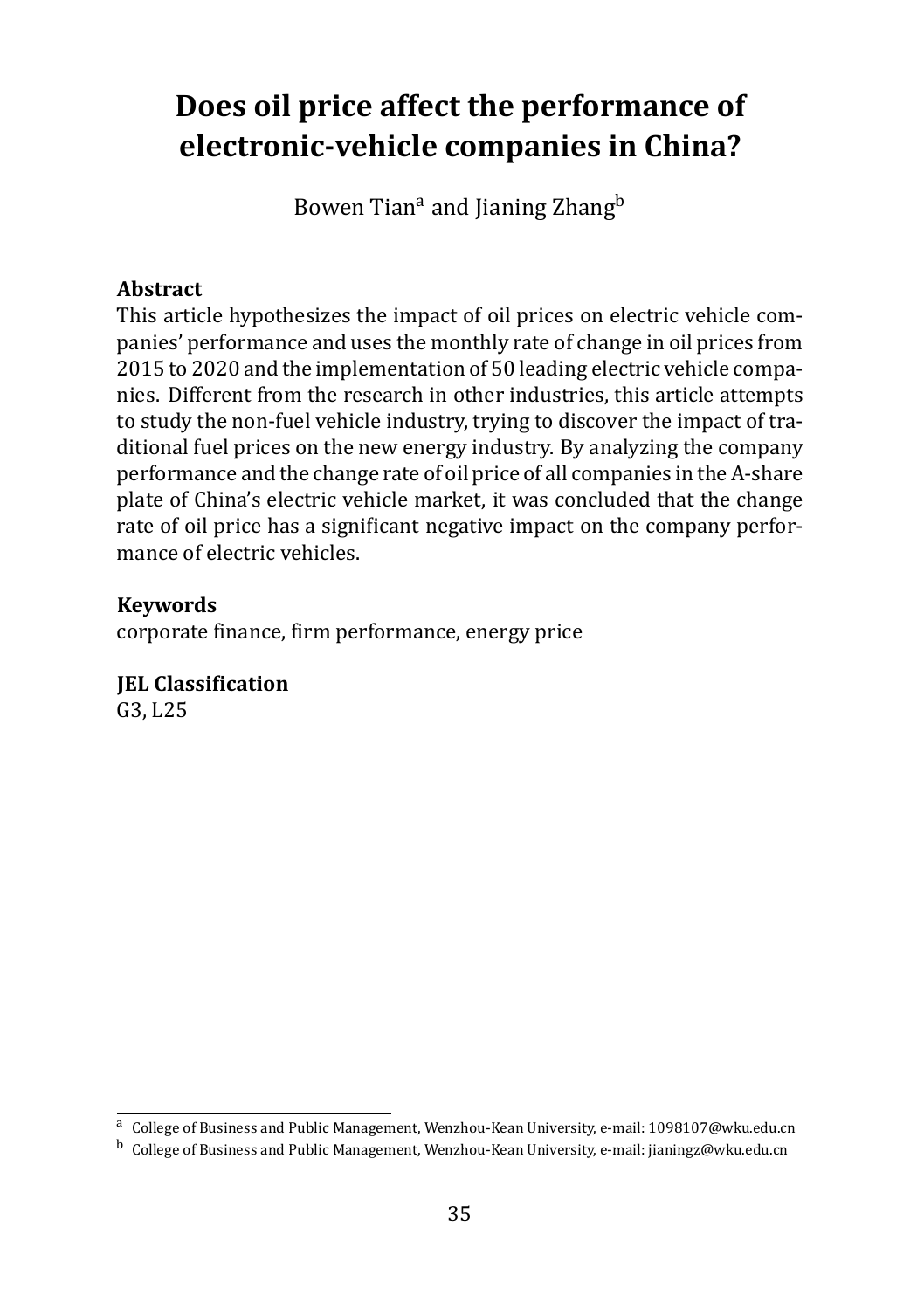# Does oil price affect the performance of electronic-vehicle companies in China?

Bowen Tian[a] and Jianing Zhang[b]

**Abstract**

This article hypothesizes the impact of oil prices on electric vehicle companies' performance and uses the monthly rate of change in oil prices from 2015 to 2020 and the implementation of 50 leading electric vehicle companies. Different from the research in other industries, this article attempts to study the non-fuel vehicle industry, trying to discover the impact of traditional fuel prices on the new energy industry. By analyzing the company performance and the change rate of oil price of all companies in the A-share plate of China's electric vehicle market, it was concluded that the change rate of oil price has a significant negative impact on the company performance of electric vehicles.

**Keywords**

corporate finance, firm performance, energy price

**JEL Classification**

G3, L25

---

[a] College of Business and Public Management, Wenzhou-Kean University, e-mail: 1098107@wku.edu.cn

[b] College of Business and Public Management, Wenzhou-Kean University, e-mail: jianingz@wku.edu.cn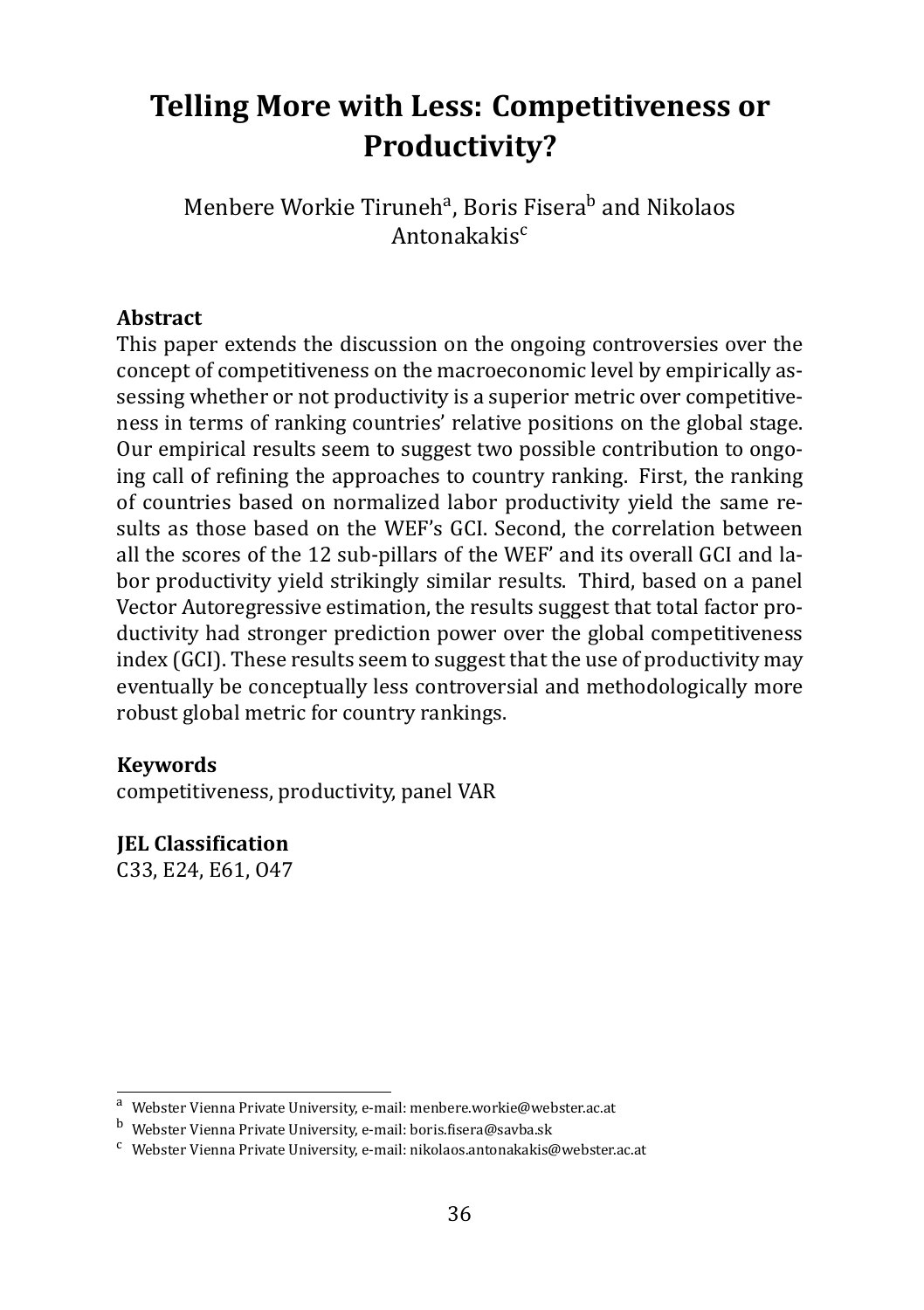# Telling More with Less: Competitiveness or Productivity?

Menbere Workie Tiruneh[a], Boris Fisera[b] and Nikolaos Antonakakis[c]

**Abstract**

This paper extends the discussion on the ongoing controversies over the concept of competitiveness on the macroeconomic level by empirically assessing whether or not productivity is a superior metric over competitiveness in terms of ranking countries' relative positions on the global stage. Our empirical results seem to suggest two possible contribution to ongoing call of refining the approaches to country ranking. First, the ranking of countries based on normalized labor productivity yield the same results as those based on the WEF's GCI. Second, the correlation between all the scores of the 12 sub-pillars of the WEF' and its overall GCI and labor productivity yield strikingly similar results. Third, based on a panel Vector Autoregressive estimation, the results suggest that total factor productivity had stronger prediction power over the global competitiveness index (GCI). These results seem to suggest that the use of productivity may eventually be conceptually less controversial and methodologically more robust global metric for country rankings.

**Keywords**

competitiveness, productivity, panel VAR

**JEL Classification**

C33, E24, E61, O47

---

[a] Webster Vienna Private University, e-mail: menbere.workie@webster.ac.at

[b] Webster Vienna Private University, e-mail: boris.fisera@savba.sk

[c] Webster Vienna Private University, e-mail: nikolaos.antonakakis@webster.ac.at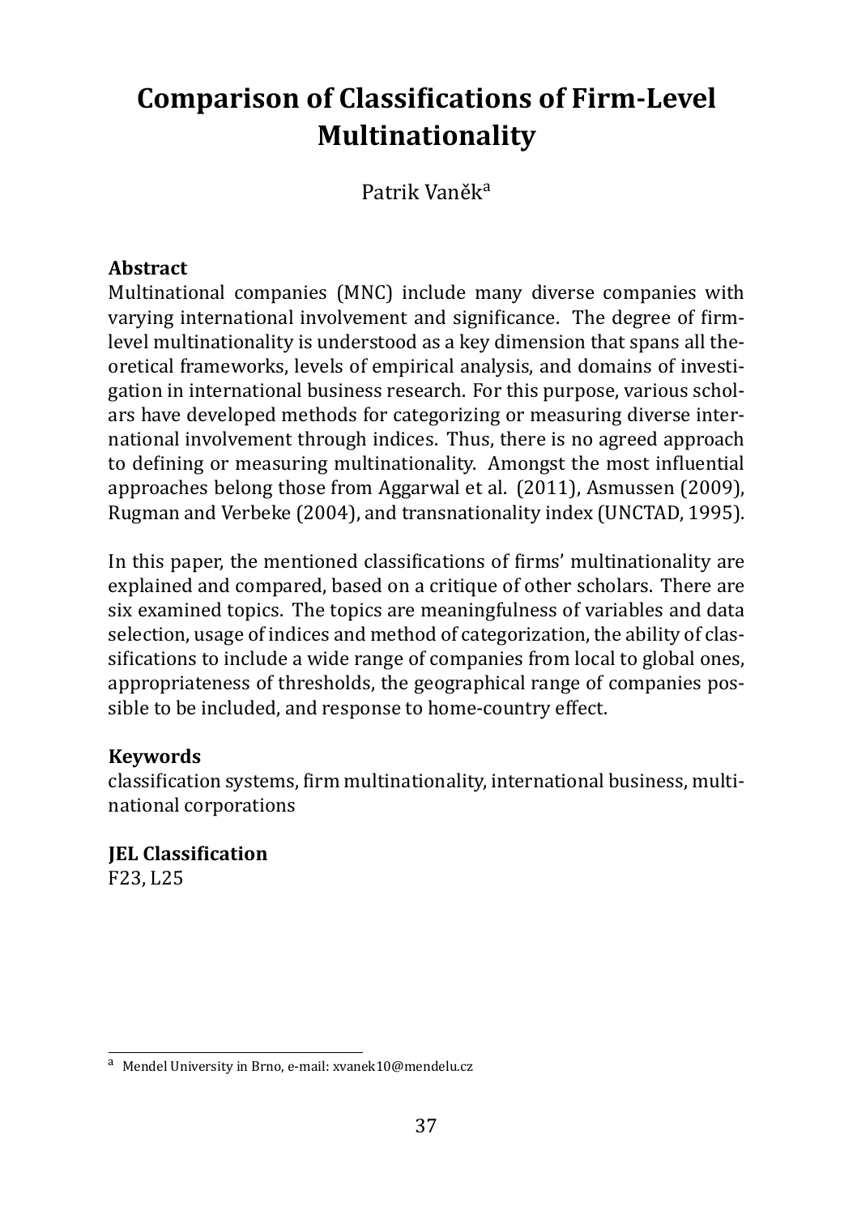# Comparison of Classifications of Firm-Level Multinationality

Patrik Vaněk[a]

**Abstract**

Multinational companies (MNC) include many diverse companies with varying international involvement and significance. The degree of firm-level multinationality is understood as a key dimension that spans all theoretical frameworks, levels of empirical analysis, and domains of investigation in international business research. For this purpose, various scholars have developed methods for categorizing or measuring diverse international involvement through indices. Thus, there is no agreed approach to defining or measuring multinationality. Amongst the most influential approaches belong those from Aggarwal et al. (2011), Asmussen (2009), Rugman and Verbeke (2004), and transnationality index (UNCTAD, 1995).

In this paper, the mentioned classifications of firms' multinationality are explained and compared, based on a critique of other scholars. There are six examined topics. The topics are meaningfulness of variables and data selection, usage of indices and method of categorization, the ability of classifications to include a wide range of companies from local to global ones, appropriateness of thresholds, the geographical range of companies possible to be included, and response to home-country effect.

**Keywords**

classification systems, firm multinationality, international business, multinational corporations

**JEL Classification**

F23, L25

---

[a] Mendel University in Brno, e-mail: xvanek10@mendelu.cz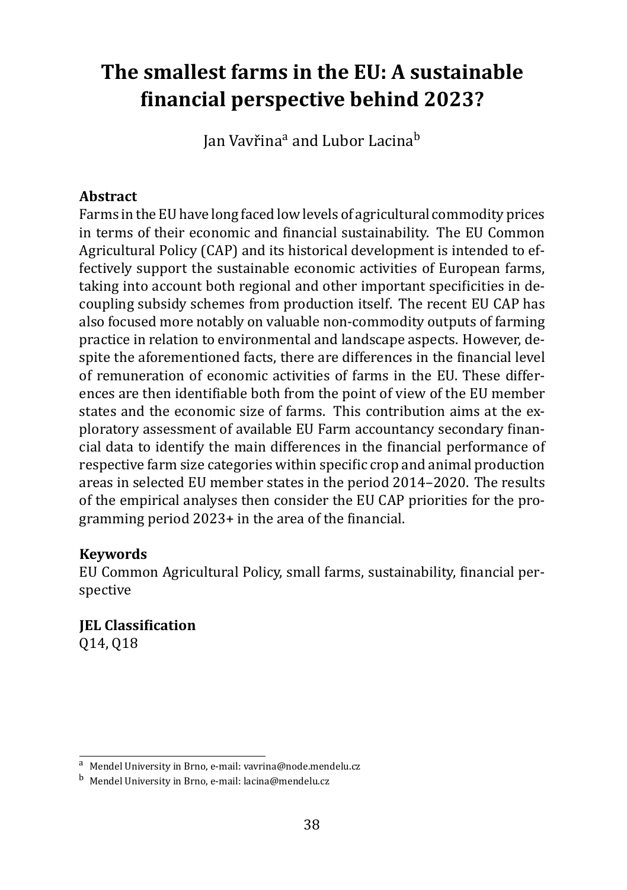# The smallest farms in the EU: A sustainable financial perspective behind 2023?

Jan Vavřina[a] and Lubor Lacina[b]

**Abstract**

Farms in the EU have long faced low levels of agricultural commodity prices in terms of their economic and financial sustainability. The EU Common Agricultural Policy (CAP) and its historical development is intended to effectively support the sustainable economic activities of European farms, taking into account both regional and other important specificities in decoupling subsidy schemes from production itself. The recent EU CAP has also focused more notably on valuable non-commodity outputs of farming practice in relation to environmental and landscape aspects. However, despite the aforementioned facts, there are differences in the financial level of remuneration of economic activities of farms in the EU. These differences are then identifiable both from the point of view of the EU member states and the economic size of farms. This contribution aims at the exploratory assessment of available EU Farm accountancy secondary financial data to identify the main differences in the financial performance of respective farm size categories within specific crop and animal production areas in selected EU member states in the period 2014–2020. The results of the empirical analyses then consider the EU CAP priorities for the programming period 2023+ in the area of the financial.

**Keywords**

EU Common Agricultural Policy, small farms, sustainability, financial perspective

**JEL Classification**

Q14, Q18

[a] Mendel University in Brno, e-mail: vavrina@node.mendelu.cz

[b] Mendel University in Brno, e-mail: lacina@mendelu.cz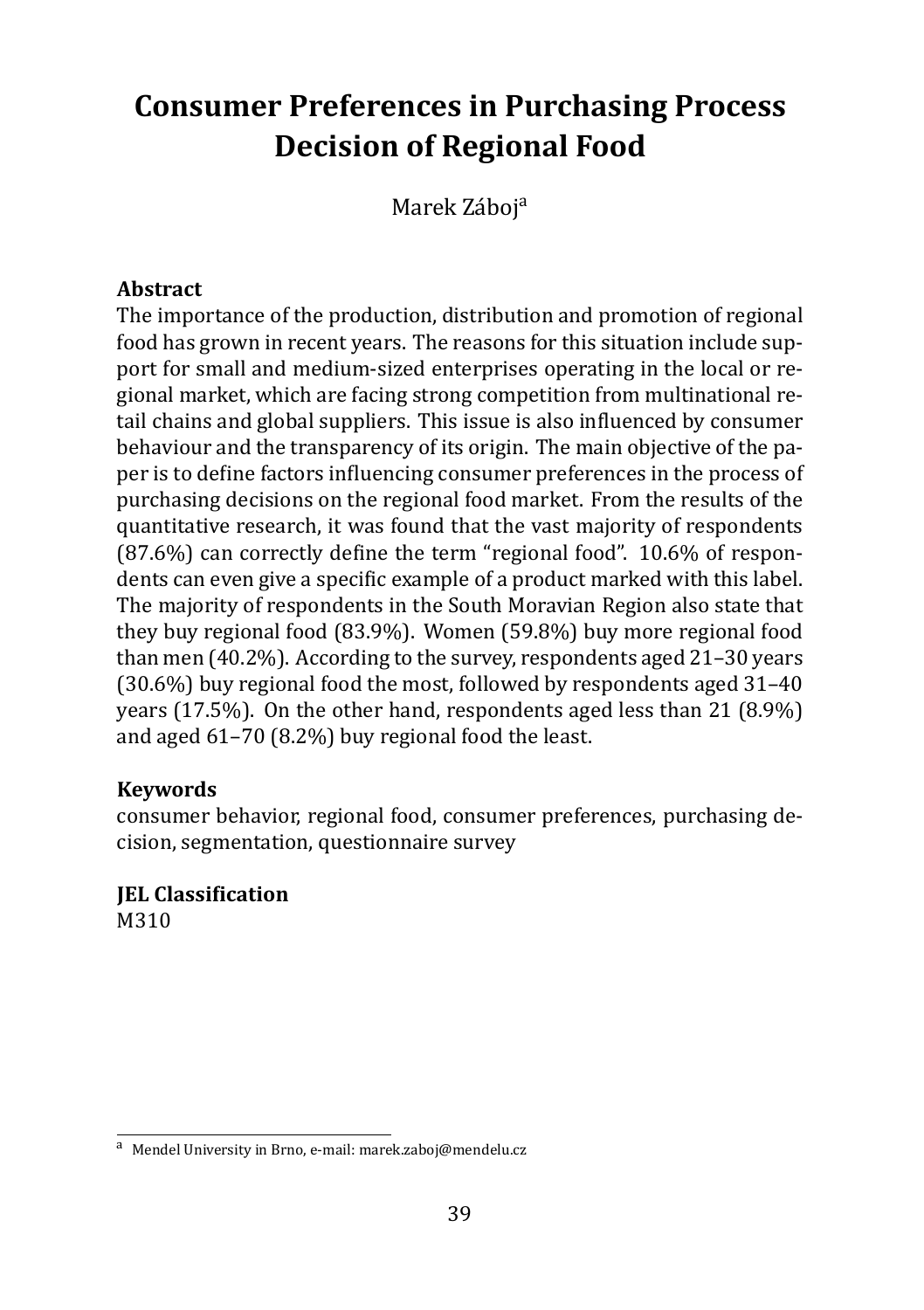# Consumer Preferences in Purchasing Process Decision of Regional Food

Marek Záboj[a]

### Abstract

The importance of the production, distribution and promotion of regional food has grown in recent years. The reasons for this situation include support for small and medium-sized enterprises operating in the local or regional market, which are facing strong competition from multinational retail chains and global suppliers. This issue is also influenced by consumer behaviour and the transparency of its origin. The main objective of the paper is to define factors influencing consumer preferences in the process of purchasing decisions on the regional food market. From the results of the quantitative research, it was found that the vast majority of respondents (87.6%) can correctly define the term "regional food". 10.6% of respondents can even give a specific example of a product marked with this label. The majority of respondents in the South Moravian Region also state that they buy regional food (83.9%). Women (59.8%) buy more regional food than men (40.2%). According to the survey, respondents aged 21–30 years (30.6%) buy regional food the most, followed by respondents aged 31–40 years (17.5%). On the other hand, respondents aged less than 21 (8.9%) and aged 61–70 (8.2%) buy regional food the least.

### Keywords

consumer behavior, regional food, consumer preferences, purchasing decision, segmentation, questionnaire survey

### JEL Classification

M310

[a] Mendel University in Brno, e-mail: marek.zaboj@mendelu.cz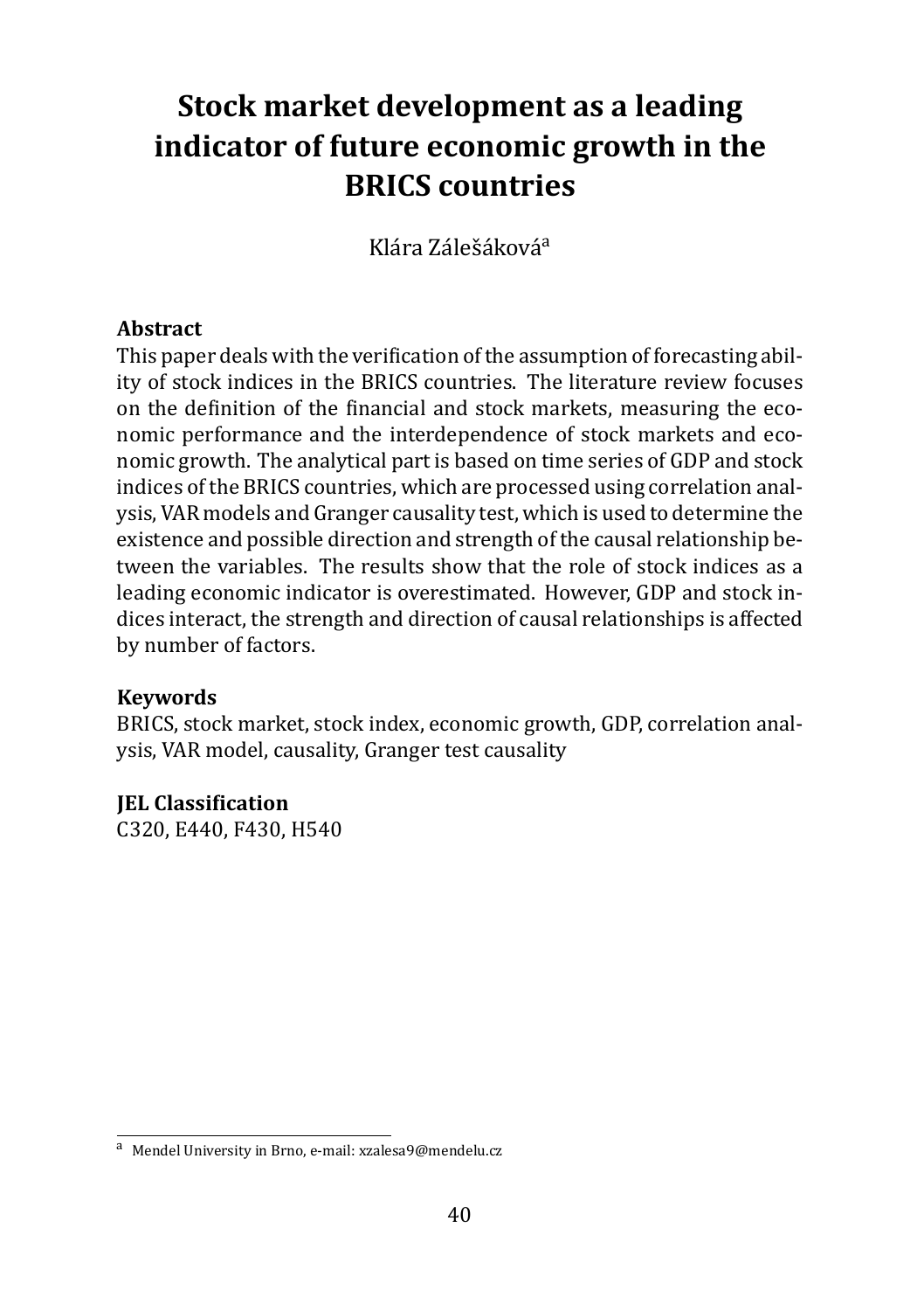# Stock market development as a leading indicator of future economic growth in the BRICS countries

Klára Zálešáková[a]

### Abstract

This paper deals with the verification of the assumption of forecasting ability of stock indices in the BRICS countries. The literature review focuses on the definition of the financial and stock markets, measuring the economic performance and the interdependence of stock markets and economic growth. The analytical part is based on time series of GDP and stock indices of the BRICS countries, which are processed using correlation analysis, VAR models and Granger causality test, which is used to determine the existence and possible direction and strength of the causal relationship between the variables. The results show that the role of stock indices as a leading economic indicator is overestimated. However, GDP and stock indices interact, the strength and direction of causal relationships is affected by number of factors.

### Keywords

BRICS, stock market, stock index, economic growth, GDP, correlation analysis, VAR model, causality, Granger test causality

### JEL Classification

C320, E440, F430, H540

---

[a] Mendel University in Brno, e-mail: xzalesa9@mendelu.cz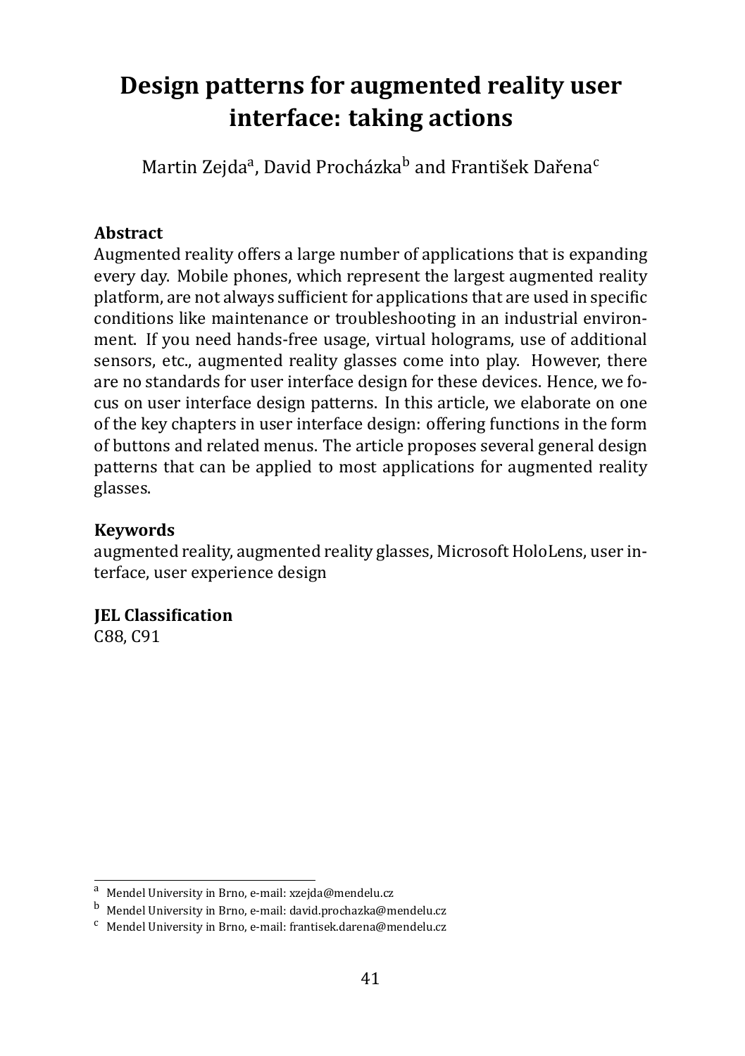# Design patterns for augmented reality user interface: taking actions

Martin Zejda[a], David Procházka[b] and František Dařena[c]

**Abstract**

Augmented reality offers a large number of applications that is expanding every day. Mobile phones, which represent the largest augmented reality platform, are not always sufficient for applications that are used in specific conditions like maintenance or troubleshooting in an industrial environment. If you need hands-free usage, virtual holograms, use of additional sensors, etc., augmented reality glasses come into play. However, there are no standards for user interface design for these devices. Hence, we focus on user interface design patterns. In this article, we elaborate on one of the key chapters in user interface design: offering functions in the form of buttons and related menus. The article proposes several general design patterns that can be applied to most applications for augmented reality glasses.

**Keywords**

augmented reality, augmented reality glasses, Microsoft HoloLens, user interface, user experience design

**JEL Classification**

C88, C91

[a] Mendel University in Brno, e-mail: xzejda@mendelu.cz

[b] Mendel University in Brno, e-mail: david.prochazka@mendelu.cz

[c] Mendel University in Brno, e-mail: frantisek.darena@mendelu.cz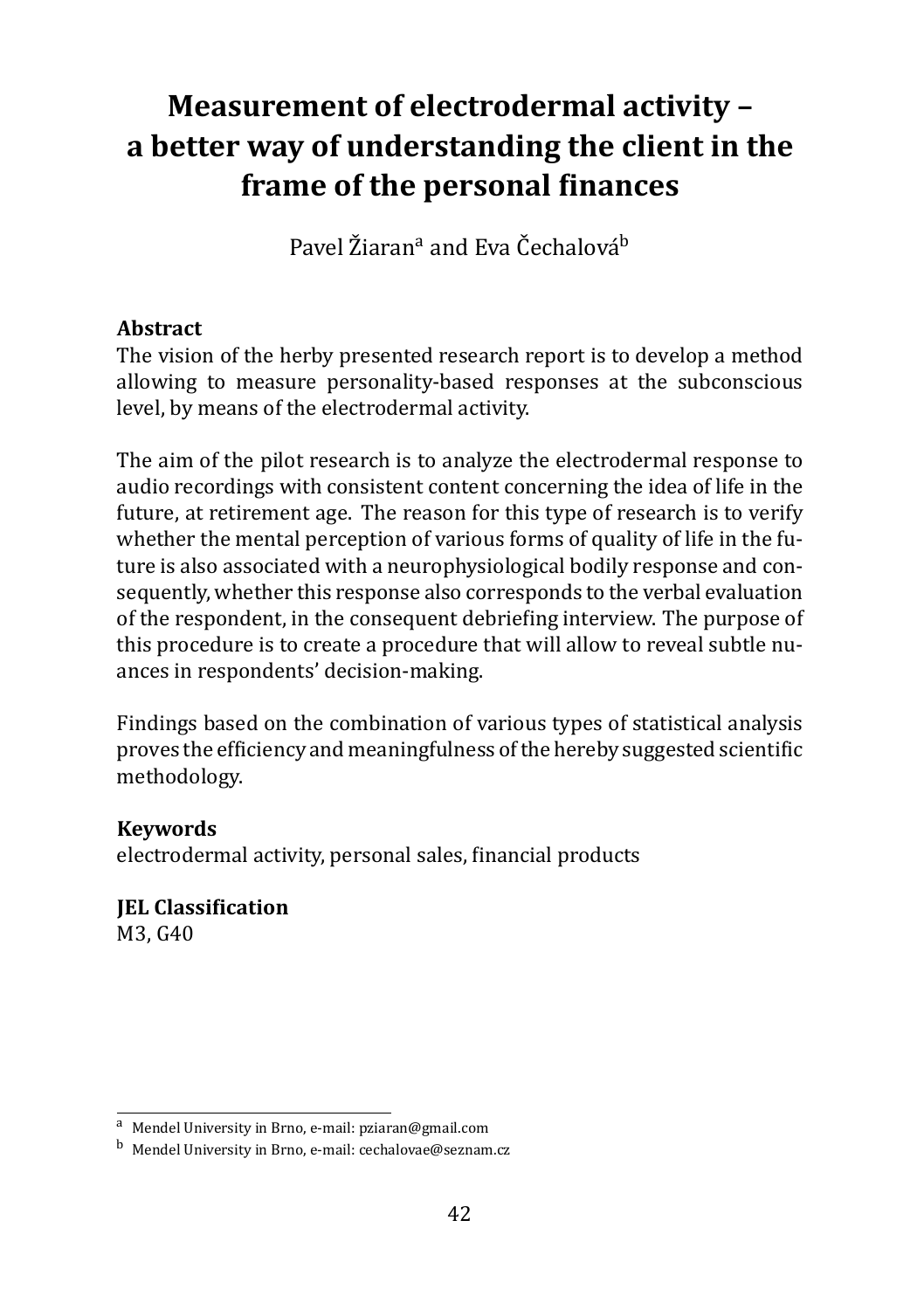# Measurement of electrodermal activity – a better way of understanding the client in the frame of the personal finances

Pavel Žiaran[a] and Eva Čechalová[b]

**Abstract**

The vision of the herby presented research report is to develop a method allowing to measure personality-based responses at the subconscious level, by means of the electrodermal activity.

The aim of the pilot research is to analyze the electrodermal response to audio recordings with consistent content concerning the idea of life in the future, at retirement age. The reason for this type of research is to verify whether the mental perception of various forms of quality of life in the future is also associated with a neurophysiological bodily response and consequently, whether this response also corresponds to the verbal evaluation of the respondent, in the consequent debriefing interview. The purpose of this procedure is to create a procedure that will allow to reveal subtle nuances in respondents' decision-making.

Findings based on the combination of various types of statistical analysis proves the efficiency and meaningfulness of the hereby suggested scientific methodology.

**Keywords**

electrodermal activity, personal sales, financial products

**JEL Classification**

M3, G40

---

[a] Mendel University in Brno, e-mail: pziaran@gmail.com

[b] Mendel University in Brno, e-mail: cechalovae@seznam.cz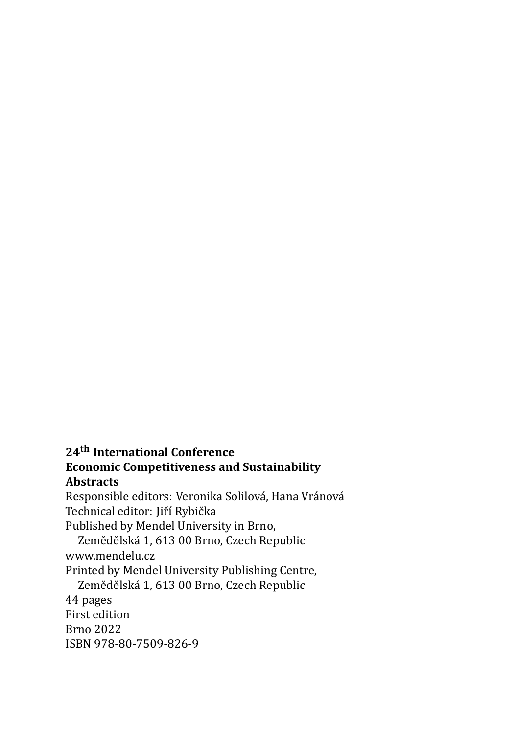**24th International Conference**
**Economic Competitiveness and Sustainability**
**Abstracts**

Responsible editors: Veronika Solilová, Hana Vránová
Technical editor: Jiří Rybička
Published by Mendel University in Brno,
Zemědělská 1, 613 00 Brno, Czech Republic
www.mendelu.cz
Printed by Mendel University Publishing Centre,
Zemědělská 1, 613 00 Brno, Czech Republic
44 pages
First edition
Brno 2022
ISBN 978-80-7509-826-9